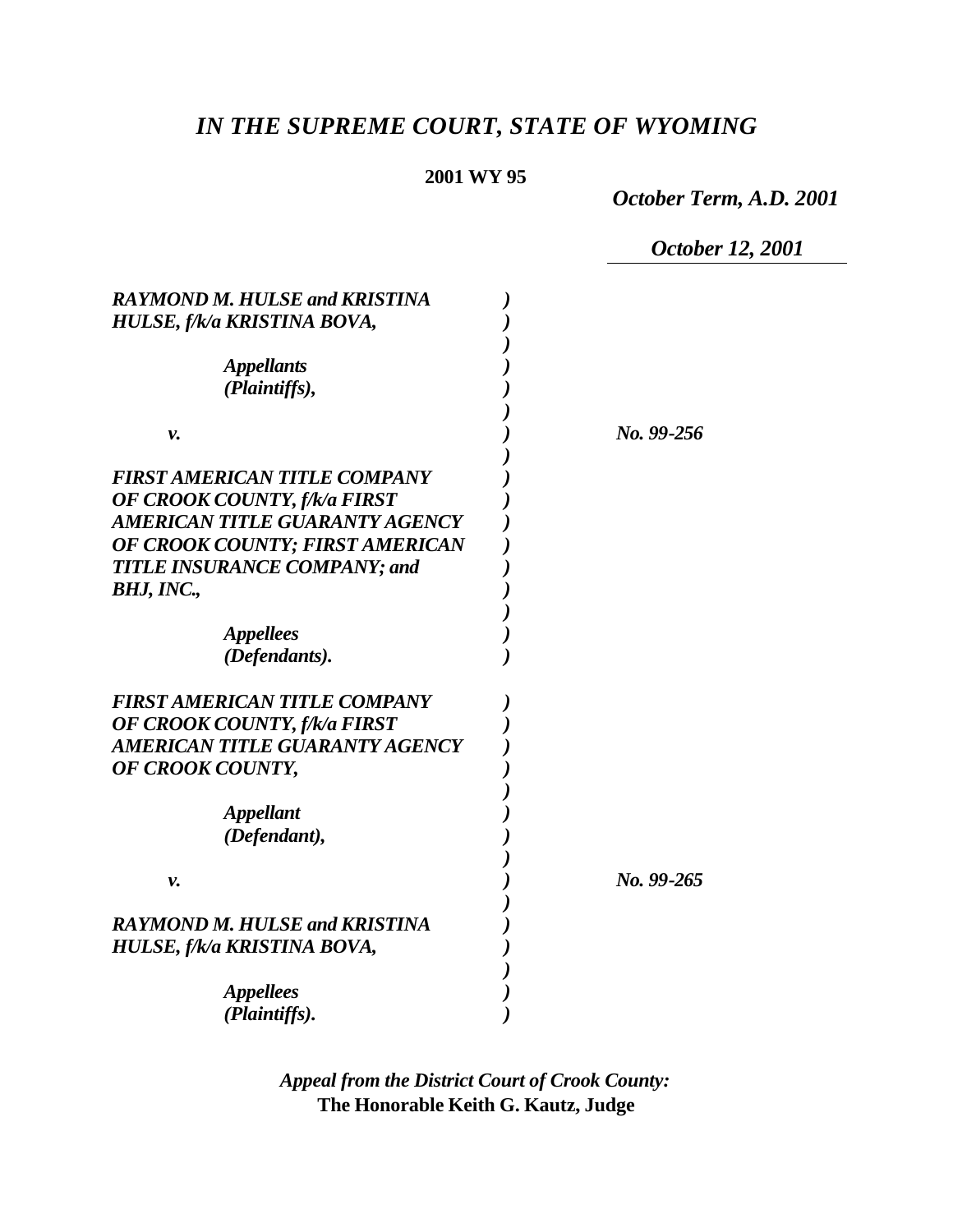# *IN THE SUPREME COURT, STATE OF WYOMING*

**2001 WY 95**

*October Term, A.D. 2001*

*October 12, 2001*

*RAYMOND M. HULSE and KRISTINA HULSE, f/k/a KRISTINA BOVA,*

*Appellants (Plaintiffs),*

*v.* — *No. 99-256*

*FIRST AMERICAN TITLE COMPANY OF CROOK COUNTY, f/k/a FIRST AMERICAN TITLE GUARANTY AGENCY OF CROOK COUNTY; FIRST AMERICAN TITLE INSURANCE COMPANY; and BHJ, INC.,*

*Appellees (Defendants).*

*FIRST AMERICAN TITLE COMPANY OF CROOK COUNTY, f/k/a FIRST AMERICAN TITLE GUARANTY AGENCY OF CROOK COUNTY,*

*Appellant (Defendant),*

*v.* — *No. 99-265*

*RAYMOND M. HULSE and KRISTINA HULSE, f/k/a KRISTINA BOVA,*

*Appellees (Plaintiffs).*

*Appeal from the District Court of Crook County:*
**The Honorable Keith G. Kautz, Judge**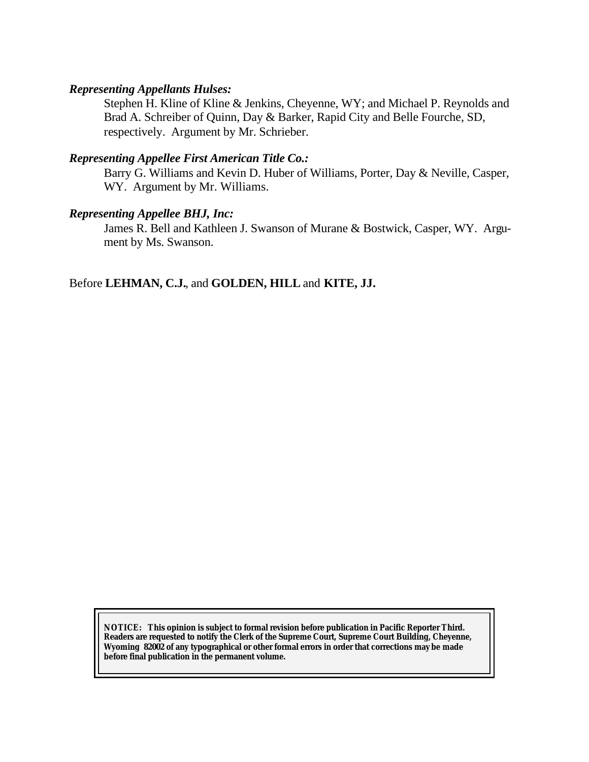***Representing Appellants Hulses:***

Stephen H. Kline of Kline & Jenkins, Cheyenne, WY; and Michael P. Reynolds and Brad A. Schreiber of Quinn, Day & Barker, Rapid City and Belle Fourche, SD, respectively. Argument by Mr. Schrieber.

***Representing Appellee First American Title Co.:***

Barry G. Williams and Kevin D. Huber of Williams, Porter, Day & Neville, Casper, WY. Argument by Mr. Williams.

***Representing Appellee BHJ, Inc:***

James R. Bell and Kathleen J. Swanson of Murane & Bostwick, Casper, WY. Argument by Ms. Swanson.

Before **LEHMAN, C.J.**, and **GOLDEN, HILL** and **KITE, JJ.**

**NOTICE: This opinion is subject to formal revision before publication in Pacific Reporter Third. Readers are requested to notify the Clerk of the Supreme Court, Supreme Court Building, Cheyenne, Wyoming 82002 of any typographical or other formal errors in order that corrections may be made before final publication in the permanent volume.**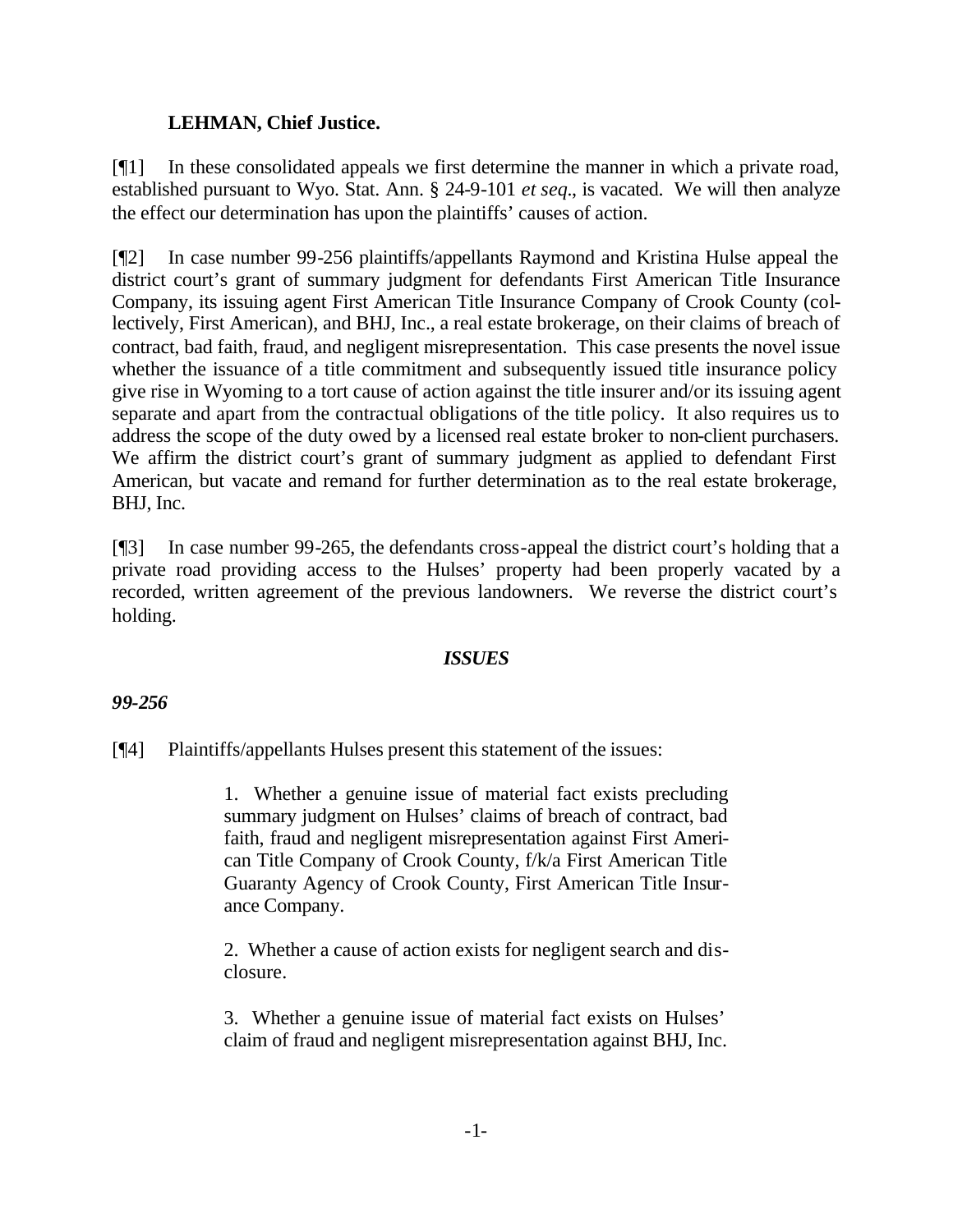**LEHMAN, Chief Justice.**

[¶1] In these consolidated appeals we first determine the manner in which a private road, established pursuant to Wyo. Stat. Ann. § 24-9-101 *et seq*., is vacated. We will then analyze the effect our determination has upon the plaintiffs' causes of action.

[¶2] In case number 99-256 plaintiffs/appellants Raymond and Kristina Hulse appeal the district court's grant of summary judgment for defendants First American Title Insurance Company, its issuing agent First American Title Insurance Company of Crook County (collectively, First American), and BHJ, Inc., a real estate brokerage, on their claims of breach of contract, bad faith, fraud, and negligent misrepresentation. This case presents the novel issue whether the issuance of a title commitment and subsequently issued title insurance policy give rise in Wyoming to a tort cause of action against the title insurer and/or its issuing agent separate and apart from the contractual obligations of the title policy. It also requires us to address the scope of the duty owed by a licensed real estate broker to non-client purchasers. We affirm the district court's grant of summary judgment as applied to defendant First American, but vacate and remand for further determination as to the real estate brokerage, BHJ, Inc.

[¶3] In case number 99-265, the defendants cross-appeal the district court's holding that a private road providing access to the Hulses' property had been properly vacated by a recorded, written agreement of the previous landowners. We reverse the district court's holding.

## *ISSUES*

### *99-256*

[¶4] Plaintiffs/appellants Hulses present this statement of the issues:

> 1. Whether a genuine issue of material fact exists precluding summary judgment on Hulses' claims of breach of contract, bad faith, fraud and negligent misrepresentation against First American Title Company of Crook County, f/k/a First American Title Guaranty Agency of Crook County, First American Title Insurance Company.
>
> 2. Whether a cause of action exists for negligent search and disclosure.
>
> 3. Whether a genuine issue of material fact exists on Hulses' claim of fraud and negligent misrepresentation against BHJ, Inc.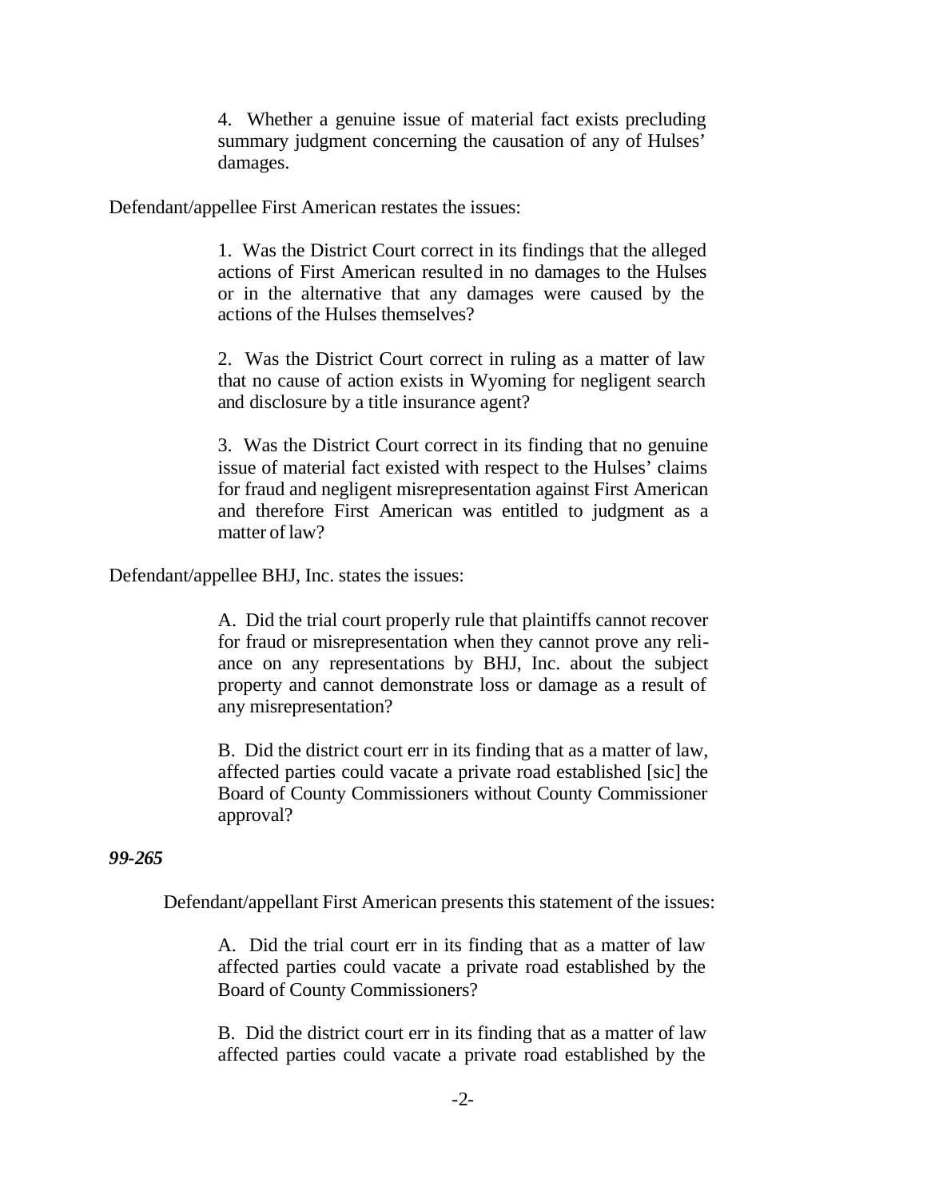4. Whether a genuine issue of material fact exists precluding summary judgment concerning the causation of any of Hulses' damages.

Defendant/appellee First American restates the issues:

1. Was the District Court correct in its findings that the alleged actions of First American resulted in no damages to the Hulses or in the alternative that any damages were caused by the actions of the Hulses themselves?

2. Was the District Court correct in ruling as a matter of law that no cause of action exists in Wyoming for negligent search and disclosure by a title insurance agent?

3. Was the District Court correct in its finding that no genuine issue of material fact existed with respect to the Hulses' claims for fraud and negligent misrepresentation against First American and therefore First American was entitled to judgment as a matter of law?

Defendant/appellee BHJ, Inc. states the issues:

A. Did the trial court properly rule that plaintiffs cannot recover for fraud or misrepresentation when they cannot prove any reliance on any representations by BHJ, Inc. about the subject property and cannot demonstrate loss or damage as a result of any misrepresentation?

B. Did the district court err in its finding that as a matter of law, affected parties could vacate a private road established [sic] the Board of County Commissioners without County Commissioner approval?

***99-265***

Defendant/appellant First American presents this statement of the issues:

A. Did the trial court err in its finding that as a matter of law affected parties could vacate a private road established by the Board of County Commissioners?

B. Did the district court err in its finding that as a matter of law affected parties could vacate a private road established by the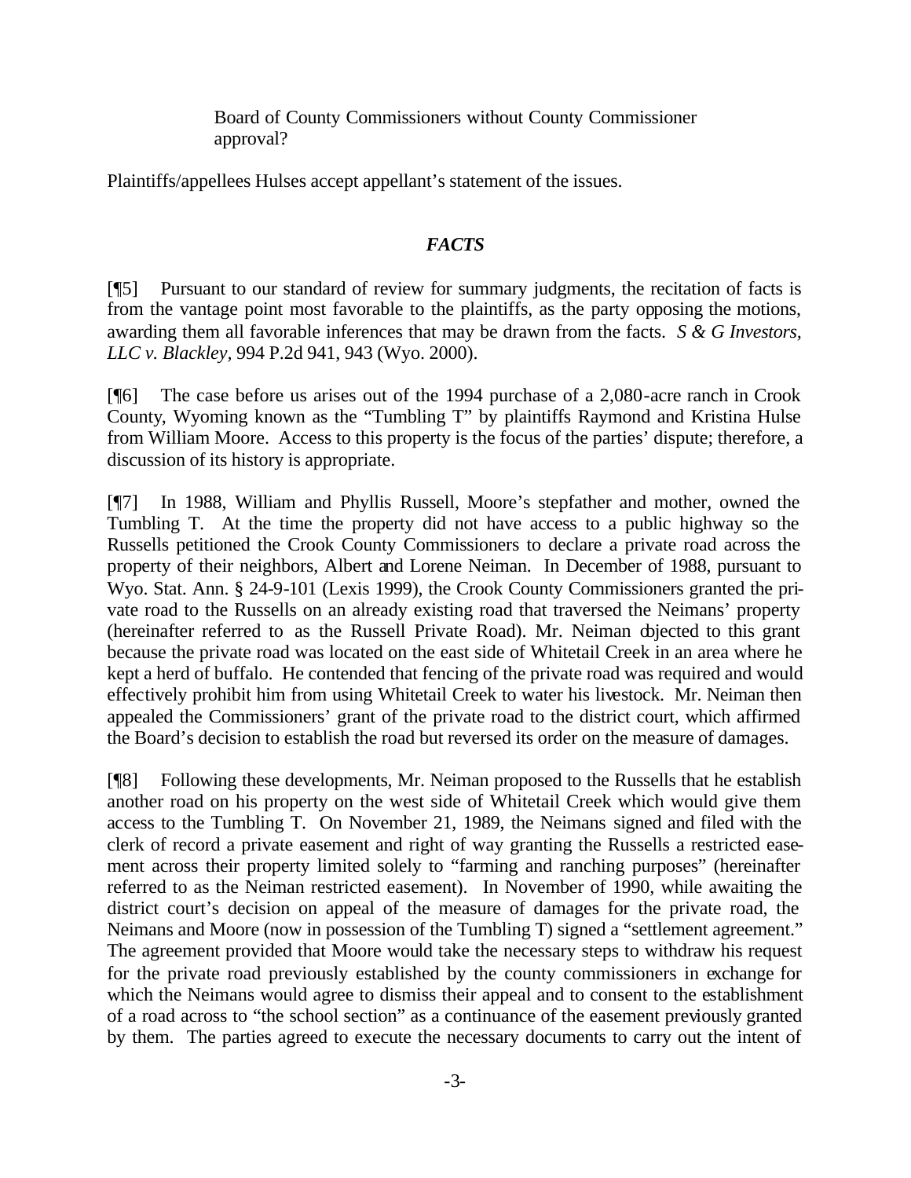Board of County Commissioners without County Commissioner approval?

Plaintiffs/appellees Hulses accept appellant's statement of the issues.

## *FACTS*

[¶5] Pursuant to our standard of review for summary judgments, the recitation of facts is from the vantage point most favorable to the plaintiffs, as the party opposing the motions, awarding them all favorable inferences that may be drawn from the facts. *S & G Investors, LLC v. Blackley,* 994 P.2d 941, 943 (Wyo. 2000).

[¶6] The case before us arises out of the 1994 purchase of a 2,080-acre ranch in Crook County, Wyoming known as the "Tumbling T" by plaintiffs Raymond and Kristina Hulse from William Moore. Access to this property is the focus of the parties' dispute; therefore, a discussion of its history is appropriate.

[¶7] In 1988, William and Phyllis Russell, Moore's stepfather and mother, owned the Tumbling T. At the time the property did not have access to a public highway so the Russells petitioned the Crook County Commissioners to declare a private road across the property of their neighbors, Albert and Lorene Neiman. In December of 1988, pursuant to Wyo. Stat. Ann. § 24-9-101 (Lexis 1999), the Crook County Commissioners granted the private road to the Russells on an already existing road that traversed the Neimans' property (hereinafter referred to as the Russell Private Road). Mr. Neiman objected to this grant because the private road was located on the east side of Whitetail Creek in an area where he kept a herd of buffalo. He contended that fencing of the private road was required and would effectively prohibit him from using Whitetail Creek to water his livestock. Mr. Neiman then appealed the Commissioners' grant of the private road to the district court, which affirmed the Board's decision to establish the road but reversed its order on the measure of damages.

[¶8] Following these developments, Mr. Neiman proposed to the Russells that he establish another road on his property on the west side of Whitetail Creek which would give them access to the Tumbling T. On November 21, 1989, the Neimans signed and filed with the clerk of record a private easement and right of way granting the Russells a restricted easement across their property limited solely to "farming and ranching purposes" (hereinafter referred to as the Neiman restricted easement). In November of 1990, while awaiting the district court's decision on appeal of the measure of damages for the private road, the Neimans and Moore (now in possession of the Tumbling T) signed a "settlement agreement." The agreement provided that Moore would take the necessary steps to withdraw his request for the private road previously established by the county commissioners in exchange for which the Neimans would agree to dismiss their appeal and to consent to the establishment of a road across to "the school section" as a continuance of the easement previously granted by them. The parties agreed to execute the necessary documents to carry out the intent of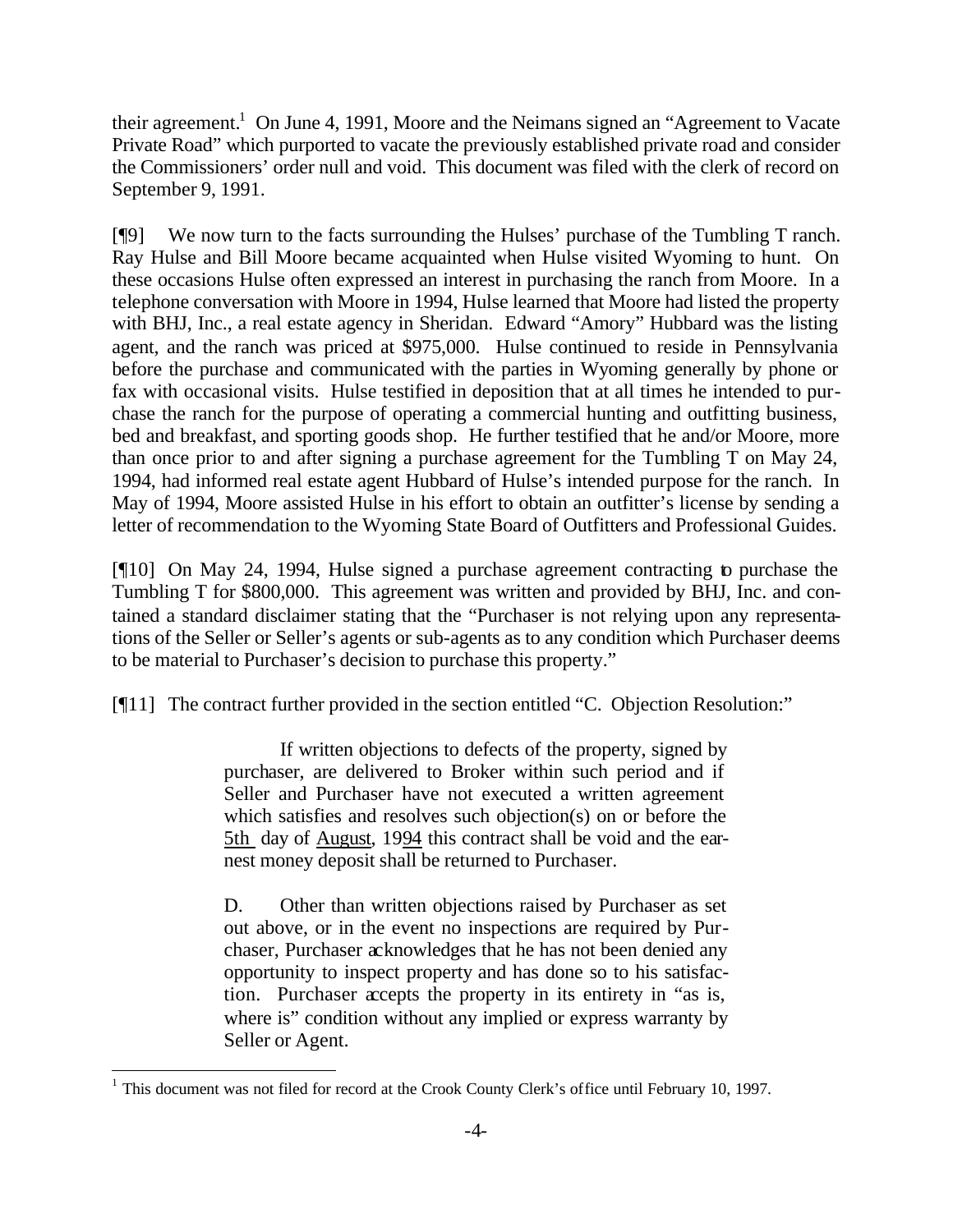their agreement.[1] On June 4, 1991, Moore and the Neimans signed an "Agreement to Vacate Private Road" which purported to vacate the previously established private road and consider the Commissioners' order null and void. This document was filed with the clerk of record on September 9, 1991.

[¶9] We now turn to the facts surrounding the Hulses' purchase of the Tumbling T ranch. Ray Hulse and Bill Moore became acquainted when Hulse visited Wyoming to hunt. On these occasions Hulse often expressed an interest in purchasing the ranch from Moore. In a telephone conversation with Moore in 1994, Hulse learned that Moore had listed the property with BHJ, Inc., a real estate agency in Sheridan. Edward "Amory" Hubbard was the listing agent, and the ranch was priced at $975,000. Hulse continued to reside in Pennsylvania before the purchase and communicated with the parties in Wyoming generally by phone or fax with occasional visits. Hulse testified in deposition that at all times he intended to purchase the ranch for the purpose of operating a commercial hunting and outfitting business, bed and breakfast, and sporting goods shop. He further testified that he and/or Moore, more than once prior to and after signing a purchase agreement for the Tumbling T on May 24, 1994, had informed real estate agent Hubbard of Hulse's intended purpose for the ranch. In May of 1994, Moore assisted Hulse in his effort to obtain an outfitter's license by sending a letter of recommendation to the Wyoming State Board of Outfitters and Professional Guides.

[¶10] On May 24, 1994, Hulse signed a purchase agreement contracting to purchase the Tumbling T for $800,000. This agreement was written and provided by BHJ, Inc. and contained a standard disclaimer stating that the "Purchaser is not relying upon any representations of the Seller or Seller's agents or sub-agents as to any condition which Purchaser deems to be material to Purchaser's decision to purchase this property."

[¶11] The contract further provided in the section entitled "C. Objection Resolution:"

> If written objections to defects of the property, signed by purchaser, are delivered to Broker within such period and if Seller and Purchaser have not executed a written agreement which satisfies and resolves such objection(s) on or before the 5th day of August, 1994 this contract shall be void and the earnest money deposit shall be returned to Purchaser.
>
> D. Other than written objections raised by Purchaser as set out above, or in the event no inspections are required by Purchaser, Purchaser acknowledges that he has not been denied any opportunity to inspect property and has done so to his satisfaction. Purchaser accepts the property in its entirety in "as is, where is" condition without any implied or express warranty by Seller or Agent.

[1] This document was not filed for record at the Crook County Clerk's office until February 10, 1997.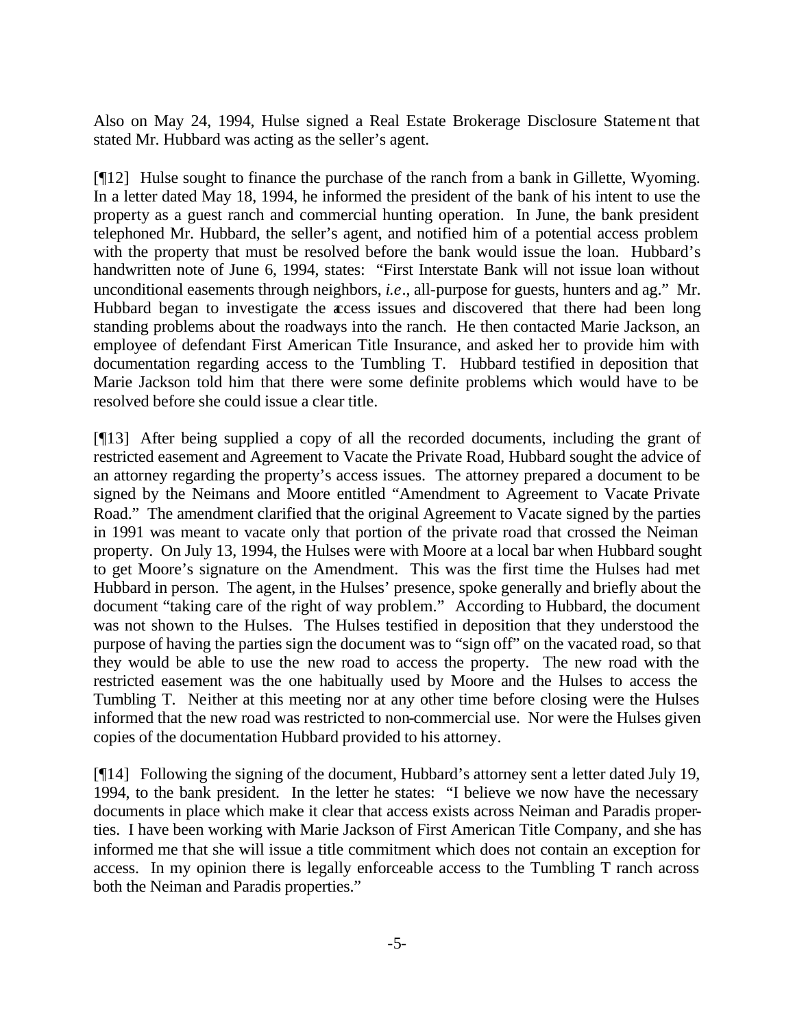Also on May 24, 1994, Hulse signed a Real Estate Brokerage Disclosure Statement that stated Mr. Hubbard was acting as the seller's agent.

[¶12] Hulse sought to finance the purchase of the ranch from a bank in Gillette, Wyoming. In a letter dated May 18, 1994, he informed the president of the bank of his intent to use the property as a guest ranch and commercial hunting operation. In June, the bank president telephoned Mr. Hubbard, the seller's agent, and notified him of a potential access problem with the property that must be resolved before the bank would issue the loan. Hubbard's handwritten note of June 6, 1994, states: "First Interstate Bank will not issue loan without unconditional easements through neighbors, *i.e*., all-purpose for guests, hunters and ag." Mr. Hubbard began to investigate the access issues and discovered that there had been long standing problems about the roadways into the ranch. He then contacted Marie Jackson, an employee of defendant First American Title Insurance, and asked her to provide him with documentation regarding access to the Tumbling T. Hubbard testified in deposition that Marie Jackson told him that there were some definite problems which would have to be resolved before she could issue a clear title.

[¶13] After being supplied a copy of all the recorded documents, including the grant of restricted easement and Agreement to Vacate the Private Road, Hubbard sought the advice of an attorney regarding the property's access issues. The attorney prepared a document to be signed by the Neimans and Moore entitled "Amendment to Agreement to Vacate Private Road." The amendment clarified that the original Agreement to Vacate signed by the parties in 1991 was meant to vacate only that portion of the private road that crossed the Neiman property. On July 13, 1994, the Hulses were with Moore at a local bar when Hubbard sought to get Moore's signature on the Amendment. This was the first time the Hulses had met Hubbard in person. The agent, in the Hulses' presence, spoke generally and briefly about the document "taking care of the right of way problem." According to Hubbard, the document was not shown to the Hulses. The Hulses testified in deposition that they understood the purpose of having the parties sign the document was to "sign off" on the vacated road, so that they would be able to use the new road to access the property. The new road with the restricted easement was the one habitually used by Moore and the Hulses to access the Tumbling T. Neither at this meeting nor at any other time before closing were the Hulses informed that the new road was restricted to non-commercial use. Nor were the Hulses given copies of the documentation Hubbard provided to his attorney.

[¶14] Following the signing of the document, Hubbard's attorney sent a letter dated July 19, 1994, to the bank president. In the letter he states: "I believe we now have the necessary documents in place which make it clear that access exists across Neiman and Paradis properties. I have been working with Marie Jackson of First American Title Company, and she has informed me that she will issue a title commitment which does not contain an exception for access. In my opinion there is legally enforceable access to the Tumbling T ranch across both the Neiman and Paradis properties."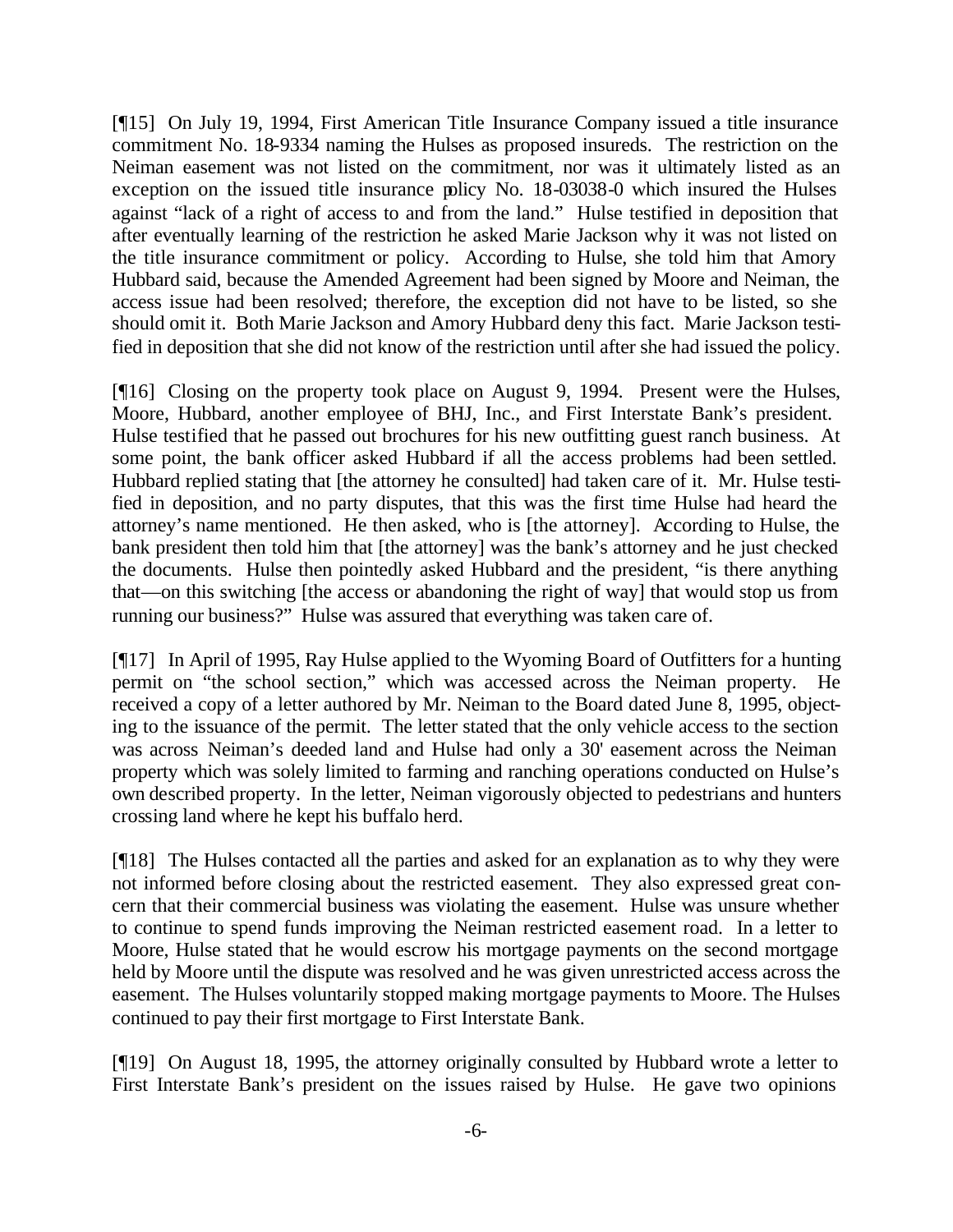[¶15] On July 19, 1994, First American Title Insurance Company issued a title insurance commitment No. 18-9334 naming the Hulses as proposed insureds. The restriction on the Neiman easement was not listed on the commitment, nor was it ultimately listed as an exception on the issued title insurance policy No. 18-03038-0 which insured the Hulses against "lack of a right of access to and from the land." Hulse testified in deposition that after eventually learning of the restriction he asked Marie Jackson why it was not listed on the title insurance commitment or policy. According to Hulse, she told him that Amory Hubbard said, because the Amended Agreement had been signed by Moore and Neiman, the access issue had been resolved; therefore, the exception did not have to be listed, so she should omit it. Both Marie Jackson and Amory Hubbard deny this fact. Marie Jackson testified in deposition that she did not know of the restriction until after she had issued the policy.

[¶16] Closing on the property took place on August 9, 1994. Present were the Hulses, Moore, Hubbard, another employee of BHJ, Inc., and First Interstate Bank's president. Hulse testified that he passed out brochures for his new outfitting guest ranch business. At some point, the bank officer asked Hubbard if all the access problems had been settled. Hubbard replied stating that [the attorney he consulted] had taken care of it. Mr. Hulse testified in deposition, and no party disputes, that this was the first time Hulse had heard the attorney's name mentioned. He then asked, who is [the attorney]. According to Hulse, the bank president then told him that [the attorney] was the bank's attorney and he just checked the documents. Hulse then pointedly asked Hubbard and the president, "is there anything that—on this switching [the access or abandoning the right of way] that would stop us from running our business?" Hulse was assured that everything was taken care of.

[¶17] In April of 1995, Ray Hulse applied to the Wyoming Board of Outfitters for a hunting permit on "the school section," which was accessed across the Neiman property. He received a copy of a letter authored by Mr. Neiman to the Board dated June 8, 1995, objecting to the issuance of the permit. The letter stated that the only vehicle access to the section was across Neiman's deeded land and Hulse had only a 30' easement across the Neiman property which was solely limited to farming and ranching operations conducted on Hulse's own described property. In the letter, Neiman vigorously objected to pedestrians and hunters crossing land where he kept his buffalo herd.

[¶18] The Hulses contacted all the parties and asked for an explanation as to why they were not informed before closing about the restricted easement. They also expressed great concern that their commercial business was violating the easement. Hulse was unsure whether to continue to spend funds improving the Neiman restricted easement road. In a letter to Moore, Hulse stated that he would escrow his mortgage payments on the second mortgage held by Moore until the dispute was resolved and he was given unrestricted access across the easement. The Hulses voluntarily stopped making mortgage payments to Moore. The Hulses continued to pay their first mortgage to First Interstate Bank.

[¶19] On August 18, 1995, the attorney originally consulted by Hubbard wrote a letter to First Interstate Bank's president on the issues raised by Hulse. He gave two opinions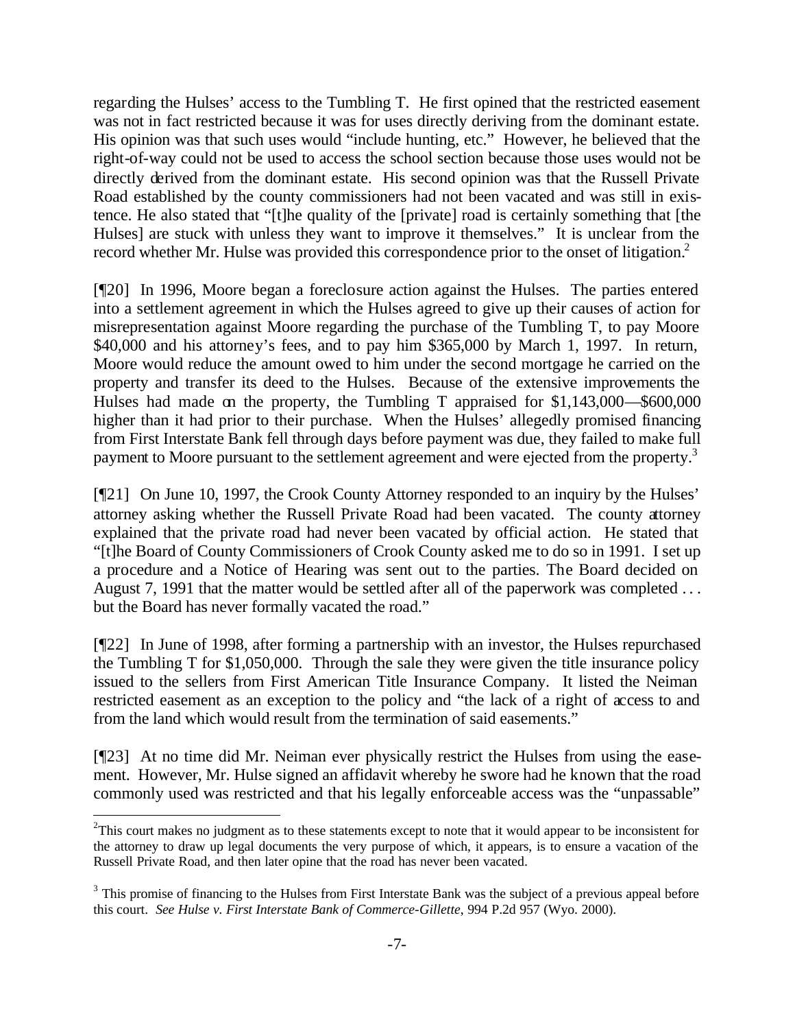regarding the Hulses' access to the Tumbling T. He first opined that the restricted easement was not in fact restricted because it was for uses directly deriving from the dominant estate. His opinion was that such uses would "include hunting, etc." However, he believed that the right-of-way could not be used to access the school section because those uses would not be directly derived from the dominant estate. His second opinion was that the Russell Private Road established by the county commissioners had not been vacated and was still in existence. He also stated that "[t]he quality of the [private] road is certainly something that [the Hulses] are stuck with unless they want to improve it themselves." It is unclear from the record whether Mr. Hulse was provided this correspondence prior to the onset of litigation.[2]

[¶20] In 1996, Moore began a foreclosure action against the Hulses. The parties entered into a settlement agreement in which the Hulses agreed to give up their causes of action for misrepresentation against Moore regarding the purchase of the Tumbling T, to pay Moore \$40,000 and his attorney's fees, and to pay him \$365,000 by March 1, 1997. In return, Moore would reduce the amount owed to him under the second mortgage he carried on the property and transfer its deed to the Hulses. Because of the extensive improvements the Hulses had made on the property, the Tumbling T appraised for \$1,143,000—\$600,000 higher than it had prior to their purchase. When the Hulses' allegedly promised financing from First Interstate Bank fell through days before payment was due, they failed to make full payment to Moore pursuant to the settlement agreement and were ejected from the property.[3]

[¶21] On June 10, 1997, the Crook County Attorney responded to an inquiry by the Hulses' attorney asking whether the Russell Private Road had been vacated. The county attorney explained that the private road had never been vacated by official action. He stated that "[t]he Board of County Commissioners of Crook County asked me to do so in 1991. I set up a procedure and a Notice of Hearing was sent out to the parties. The Board decided on August 7, 1991 that the matter would be settled after all of the paperwork was completed . . . but the Board has never formally vacated the road."

[¶22] In June of 1998, after forming a partnership with an investor, the Hulses repurchased the Tumbling T for \$1,050,000. Through the sale they were given the title insurance policy issued to the sellers from First American Title Insurance Company. It listed the Neiman restricted easement as an exception to the policy and "the lack of a right of access to and from the land which would result from the termination of said easements."

[¶23] At no time did Mr. Neiman ever physically restrict the Hulses from using the easement. However, Mr. Hulse signed an affidavit whereby he swore had he known that the road commonly used was restricted and that his legally enforceable access was the "unpassable"

---

[2] This court makes no judgment as to these statements except to note that it would appear to be inconsistent for the attorney to draw up legal documents the very purpose of which, it appears, is to ensure a vacation of the Russell Private Road, and then later opine that the road has never been vacated.

[3] This promise of financing to the Hulses from First Interstate Bank was the subject of a previous appeal before this court. *See Hulse v. First Interstate Bank of Commerce-Gillette*, 994 P.2d 957 (Wyo. 2000).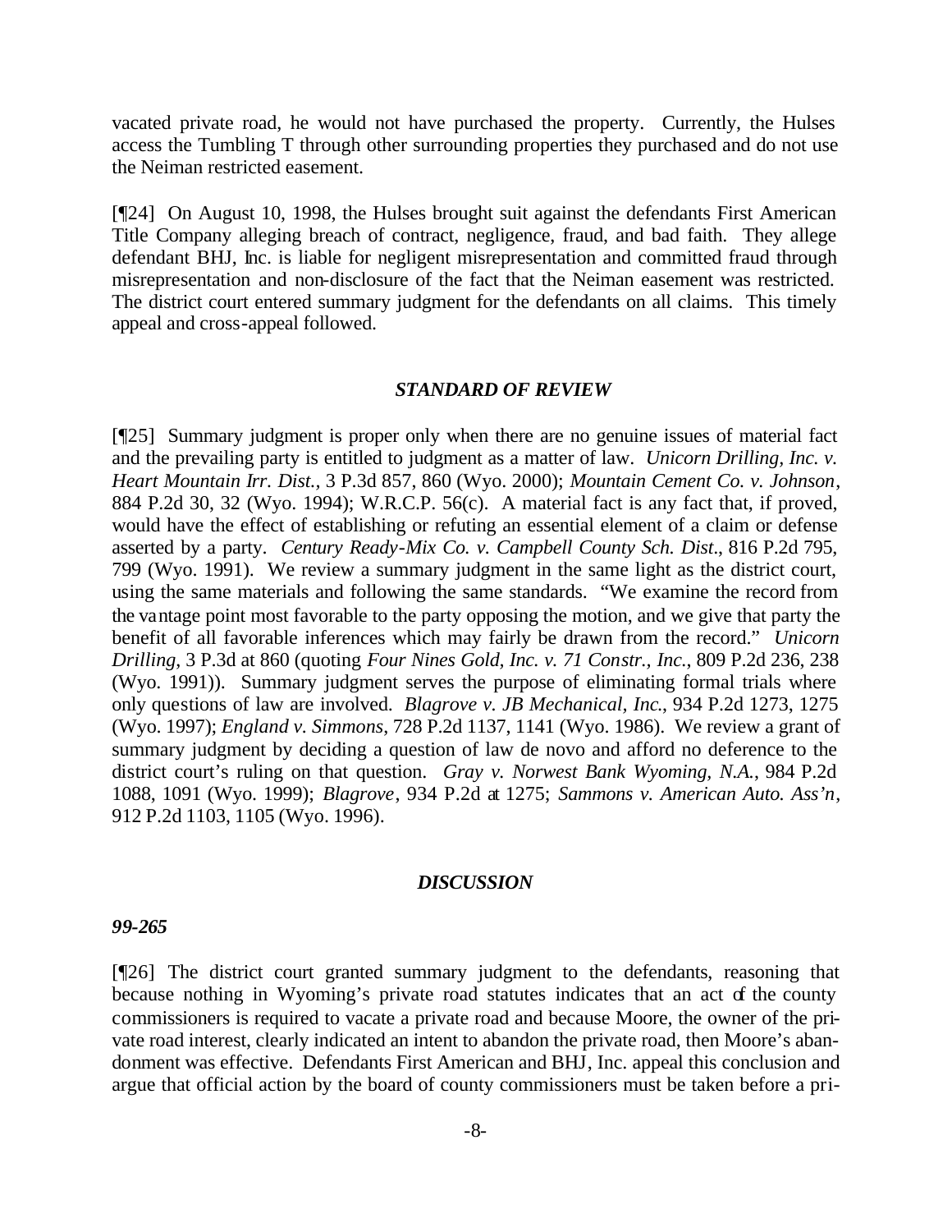vacated private road, he would not have purchased the property. Currently, the Hulses access the Tumbling T through other surrounding properties they purchased and do not use the Neiman restricted easement.

[¶24] On August 10, 1998, the Hulses brought suit against the defendants First American Title Company alleging breach of contract, negligence, fraud, and bad faith. They allege defendant BHJ, Inc. is liable for negligent misrepresentation and committed fraud through misrepresentation and non-disclosure of the fact that the Neiman easement was restricted. The district court entered summary judgment for the defendants on all claims. This timely appeal and cross-appeal followed.

## *STANDARD OF REVIEW*

[¶25] Summary judgment is proper only when there are no genuine issues of material fact and the prevailing party is entitled to judgment as a matter of law. *Unicorn Drilling, Inc. v. Heart Mountain Irr. Dist.*, 3 P.3d 857, 860 (Wyo. 2000); *Mountain Cement Co. v. Johnson*, 884 P.2d 30, 32 (Wyo. 1994); W.R.C.P. 56(c). A material fact is any fact that, if proved, would have the effect of establishing or refuting an essential element of a claim or defense asserted by a party. *Century Ready-Mix Co. v. Campbell County Sch. Dist*., 816 P.2d 795, 799 (Wyo. 1991). We review a summary judgment in the same light as the district court, using the same materials and following the same standards. "We examine the record from the vantage point most favorable to the party opposing the motion, and we give that party the benefit of all favorable inferences which may fairly be drawn from the record." *Unicorn Drilling*, 3 P.3d at 860 (quoting *Four Nines Gold, Inc. v. 71 Constr., Inc.*, 809 P.2d 236, 238 (Wyo. 1991)). Summary judgment serves the purpose of eliminating formal trials where only questions of law are involved. *Blagrove v. JB Mechanical, Inc.*, 934 P.2d 1273, 1275 (Wyo. 1997); *England v. Simmons*, 728 P.2d 1137, 1141 (Wyo. 1986). We review a grant of summary judgment by deciding a question of law de novo and afford no deference to the district court's ruling on that question. *Gray v. Norwest Bank Wyoming, N.A.*, 984 P.2d 1088, 1091 (Wyo. 1999); *Blagrove*, 934 P.2d at 1275; *Sammons v. American Auto. Ass'n*, 912 P.2d 1103, 1105 (Wyo. 1996).

## *DISCUSSION*

### *99-265*

[¶26] The district court granted summary judgment to the defendants, reasoning that because nothing in Wyoming's private road statutes indicates that an act of the county commissioners is required to vacate a private road and because Moore, the owner of the private road interest, clearly indicated an intent to abandon the private road, then Moore's abandonment was effective. Defendants First American and BHJ, Inc. appeal this conclusion and argue that official action by the board of county commissioners must be taken before a pri-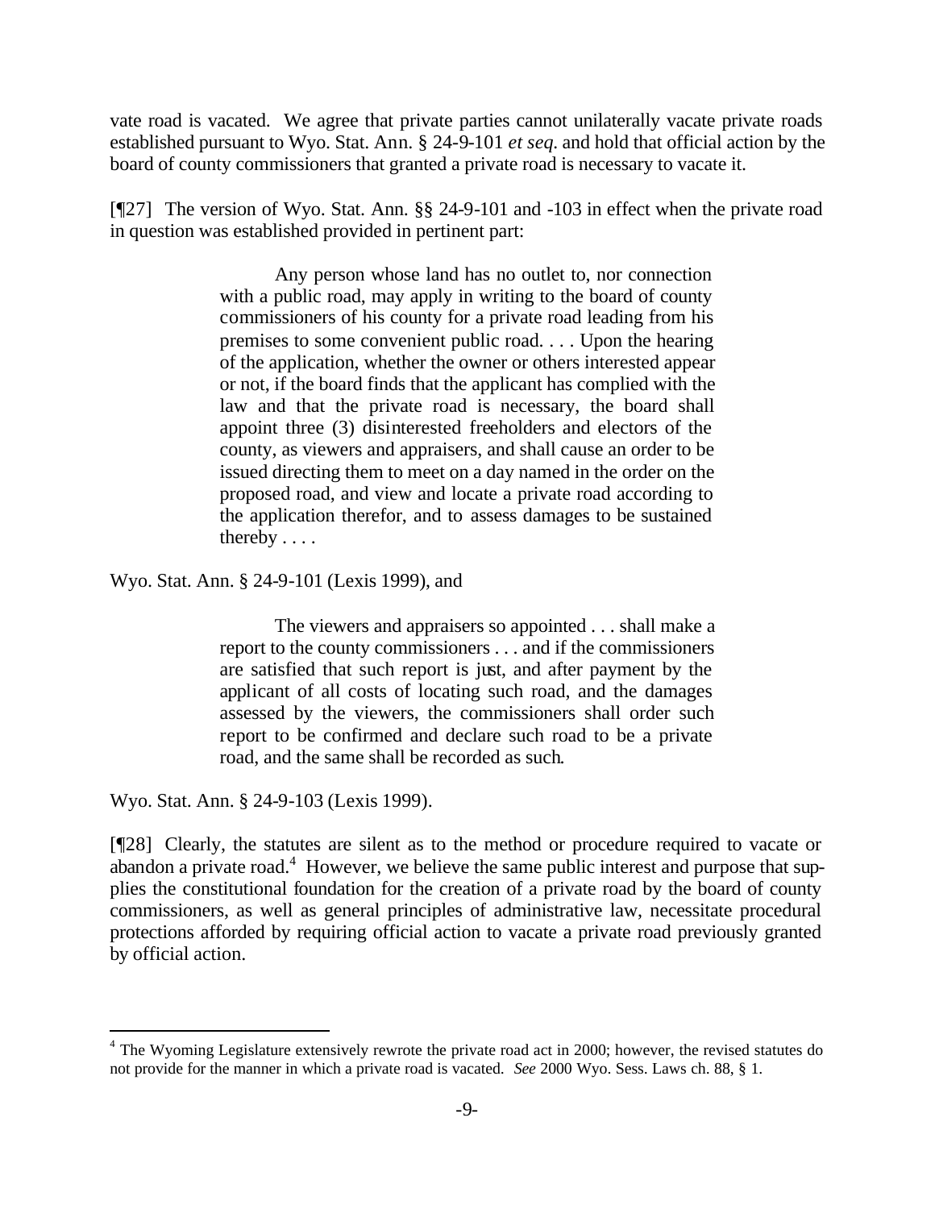vate road is vacated. We agree that private parties cannot unilaterally vacate private roads established pursuant to Wyo. Stat. Ann. § 24-9-101 *et seq.* and hold that official action by the board of county commissioners that granted a private road is necessary to vacate it.

[¶27] The version of Wyo. Stat. Ann. §§ 24-9-101 and -103 in effect when the private road in question was established provided in pertinent part:

> Any person whose land has no outlet to, nor connection with a public road, may apply in writing to the board of county commissioners of his county for a private road leading from his premises to some convenient public road. . . . Upon the hearing of the application, whether the owner or others interested appear or not, if the board finds that the applicant has complied with the law and that the private road is necessary, the board shall appoint three (3) disinterested freeholders and electors of the county, as viewers and appraisers, and shall cause an order to be issued directing them to meet on a day named in the order on the proposed road, and view and locate a private road according to the application therefor, and to assess damages to be sustained thereby . . . .

Wyo. Stat. Ann. § 24-9-101 (Lexis 1999), and

> The viewers and appraisers so appointed . . . shall make a report to the county commissioners . . . and if the commissioners are satisfied that such report is just, and after payment by the applicant of all costs of locating such road, and the damages assessed by the viewers, the commissioners shall order such report to be confirmed and declare such road to be a private road, and the same shall be recorded as such.

Wyo. Stat. Ann. § 24-9-103 (Lexis 1999).

[¶28] Clearly, the statutes are silent as to the method or procedure required to vacate or abandon a private road.[4] However, we believe the same public interest and purpose that supplies the constitutional foundation for the creation of a private road by the board of county commissioners, as well as general principles of administrative law, necessitate procedural protections afforded by requiring official action to vacate a private road previously granted by official action.

[4] The Wyoming Legislature extensively rewrote the private road act in 2000; however, the revised statutes do not provide for the manner in which a private road is vacated. *See* 2000 Wyo. Sess. Laws ch. 88, § 1.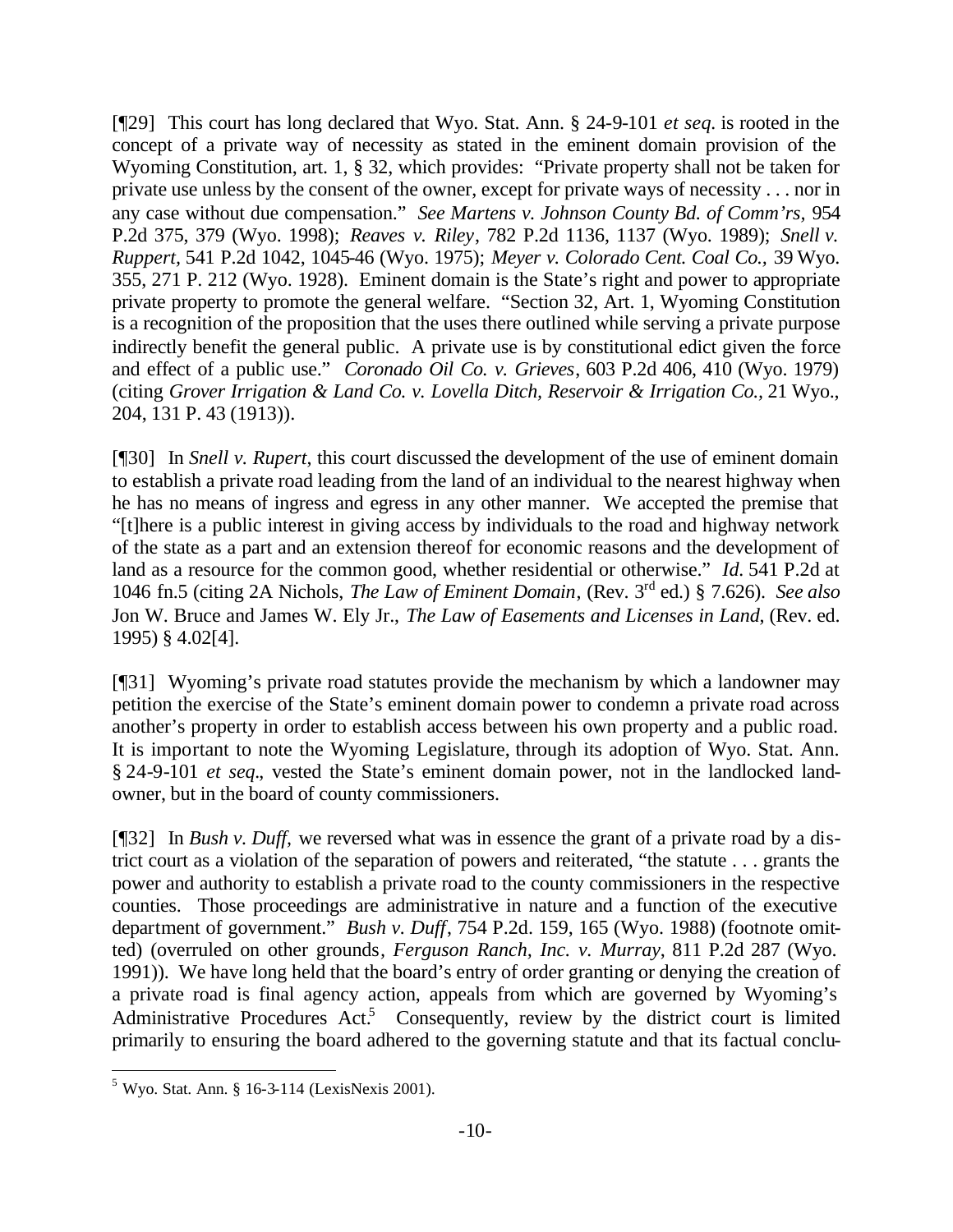[¶29] This court has long declared that Wyo. Stat. Ann. § 24-9-101 *et seq*. is rooted in the concept of a private way of necessity as stated in the eminent domain provision of the Wyoming Constitution, art. 1, § 32, which provides: "Private property shall not be taken for private use unless by the consent of the owner, except for private ways of necessity . . . nor in any case without due compensation." *See Martens v. Johnson County Bd. of Comm'rs*, 954 P.2d 375, 379 (Wyo. 1998); *Reaves v. Riley*, 782 P.2d 1136, 1137 (Wyo. 1989); *Snell v. Ruppert*, 541 P.2d 1042, 1045-46 (Wyo. 1975); *Meyer v. Colorado Cent. Coal Co.*, 39 Wyo. 355, 271 P. 212 (Wyo. 1928). Eminent domain is the State's right and power to appropriate private property to promote the general welfare. "Section 32, Art. 1, Wyoming Constitution is a recognition of the proposition that the uses there outlined while serving a private purpose indirectly benefit the general public. A private use is by constitutional edict given the force and effect of a public use." *Coronado Oil Co. v. Grieves*, 603 P.2d 406, 410 (Wyo. 1979) (citing *Grover Irrigation & Land Co. v. Lovella Ditch, Reservoir & Irrigation Co.*, 21 Wyo., 204, 131 P. 43 (1913)).

[¶30] In *Snell v. Rupert*, this court discussed the development of the use of eminent domain to establish a private road leading from the land of an individual to the nearest highway when he has no means of ingress and egress in any other manner. We accepted the premise that "[t]here is a public interest in giving access by individuals to the road and highway network of the state as a part and an extension thereof for economic reasons and the development of land as a resource for the common good, whether residential or otherwise." *Id.* 541 P.2d at 1046 fn.5 (citing 2A Nichols, *The Law of Eminent Domain*, (Rev. 3rd ed.) § 7.626). *See also* Jon W. Bruce and James W. Ely Jr., *The Law of Easements and Licenses in Land*, (Rev. ed. 1995) § 4.02[4].

[¶31] Wyoming's private road statutes provide the mechanism by which a landowner may petition the exercise of the State's eminent domain power to condemn a private road across another's property in order to establish access between his own property and a public road. It is important to note the Wyoming Legislature, through its adoption of Wyo. Stat. Ann. § 24-9-101 *et seq*., vested the State's eminent domain power, not in the landlocked landowner, but in the board of county commissioners.

[¶32] In *Bush v. Duff*, we reversed what was in essence the grant of a private road by a district court as a violation of the separation of powers and reiterated, "the statute . . . grants the power and authority to establish a private road to the county commissioners in the respective counties. Those proceedings are administrative in nature and a function of the executive department of government." *Bush v. Duff*, 754 P.2d. 159, 165 (Wyo. 1988) (footnote omitted) (overruled on other grounds, *Ferguson Ranch, Inc. v. Murray*, 811 P.2d 287 (Wyo. 1991)). We have long held that the board's entry of order granting or denying the creation of a private road is final agency action, appeals from which are governed by Wyoming's Administrative Procedures Act.[5] Consequently, review by the district court is limited primarily to ensuring the board adhered to the governing statute and that its factual conclu-

[5] Wyo. Stat. Ann. § 16-3-114 (LexisNexis 2001).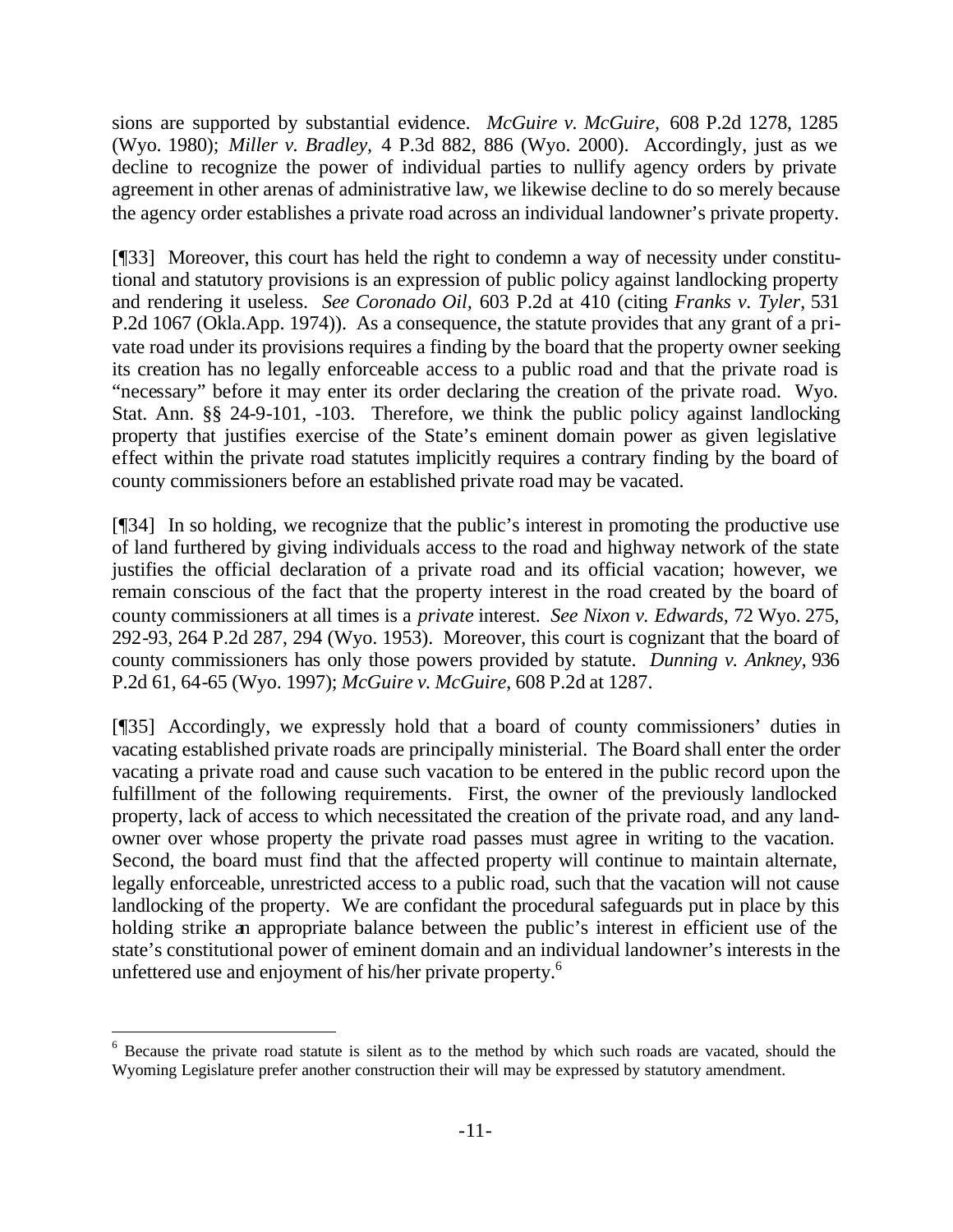sions are supported by substantial evidence. *McGuire v. McGuire,* 608 P.2d 1278, 1285 (Wyo. 1980); *Miller v. Bradley,* 4 P.3d 882, 886 (Wyo. 2000). Accordingly, just as we decline to recognize the power of individual parties to nullify agency orders by private agreement in other arenas of administrative law, we likewise decline to do so merely because the agency order establishes a private road across an individual landowner's private property.

[¶33] Moreover, this court has held the right to condemn a way of necessity under constitutional and statutory provisions is an expression of public policy against landlocking property and rendering it useless. *See Coronado Oil,* 603 P.2d at 410 (citing *Franks v. Tyler,* 531 P.2d 1067 (Okla.App. 1974)). As a consequence, the statute provides that any grant of a private road under its provisions requires a finding by the board that the property owner seeking its creation has no legally enforceable access to a public road and that the private road is "necessary" before it may enter its order declaring the creation of the private road. Wyo. Stat. Ann. §§ 24-9-101, -103. Therefore, we think the public policy against landlocking property that justifies exercise of the State's eminent domain power as given legislative effect within the private road statutes implicitly requires a contrary finding by the board of county commissioners before an established private road may be vacated.

[¶34] In so holding, we recognize that the public's interest in promoting the productive use of land furthered by giving individuals access to the road and highway network of the state justifies the official declaration of a private road and its official vacation; however, we remain conscious of the fact that the property interest in the road created by the board of county commissioners at all times is a *private* interest. *See Nixon v. Edwards,* 72 Wyo. 275, 292-93, 264 P.2d 287, 294 (Wyo. 1953). Moreover, this court is cognizant that the board of county commissioners has only those powers provided by statute. *Dunning v. Ankney*, 936 P.2d 61, 64-65 (Wyo. 1997); *McGuire v. McGuire*, 608 P.2d at 1287.

[¶35] Accordingly, we expressly hold that a board of county commissioners' duties in vacating established private roads are principally ministerial. The Board shall enter the order vacating a private road and cause such vacation to be entered in the public record upon the fulfillment of the following requirements. First, the owner of the previously landlocked property, lack of access to which necessitated the creation of the private road, and any landowner over whose property the private road passes must agree in writing to the vacation. Second, the board must find that the affected property will continue to maintain alternate, legally enforceable, unrestricted access to a public road, such that the vacation will not cause landlocking of the property. We are confidant the procedural safeguards put in place by this holding strike an appropriate balance between the public's interest in efficient use of the state's constitutional power of eminent domain and an individual landowner's interests in the unfettered use and enjoyment of his/her private property.[6]

---

[6] Because the private road statute is silent as to the method by which such roads are vacated, should the Wyoming Legislature prefer another construction their will may be expressed by statutory amendment.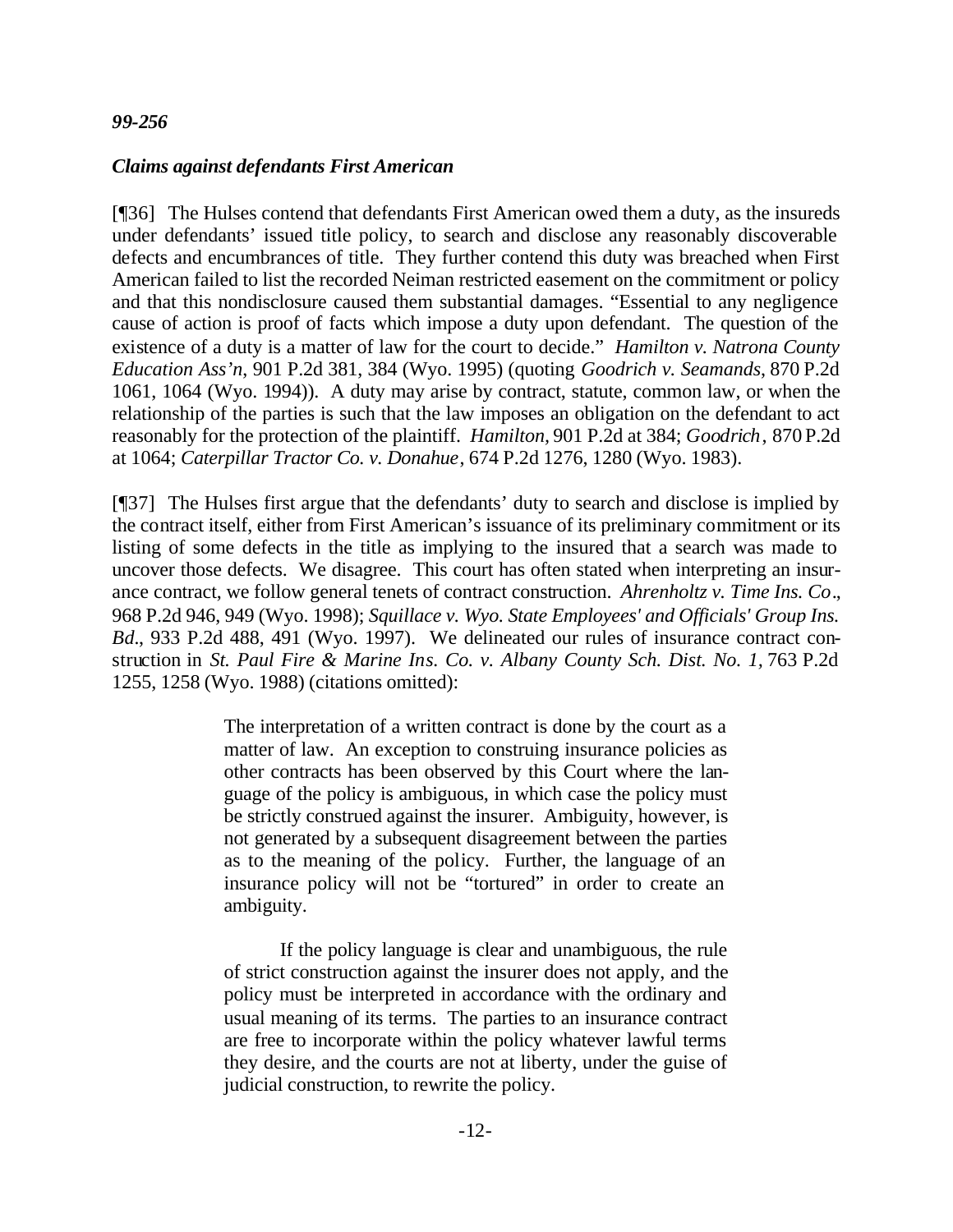*99-256*

***Claims against defendants First American***

[¶36] The Hulses contend that defendants First American owed them a duty, as the insureds under defendants' issued title policy, to search and disclose any reasonably discoverable defects and encumbrances of title. They further contend this duty was breached when First American failed to list the recorded Neiman restricted easement on the commitment or policy and that this nondisclosure caused them substantial damages. "Essential to any negligence cause of action is proof of facts which impose a duty upon defendant. The question of the existence of a duty is a matter of law for the court to decide." *Hamilton v. Natrona County Education Ass'n*, 901 P.2d 381, 384 (Wyo. 1995) (quoting *Goodrich v. Seamands*, 870 P.2d 1061, 1064 (Wyo. 1994)). A duty may arise by contract, statute, common law, or when the relationship of the parties is such that the law imposes an obligation on the defendant to act reasonably for the protection of the plaintiff. *Hamilton,* 901 P.2d at 384; *Goodrich*, 870 P.2d at 1064; *Caterpillar Tractor Co. v. Donahue*, 674 P.2d 1276, 1280 (Wyo. 1983).

[¶37] The Hulses first argue that the defendants' duty to search and disclose is implied by the contract itself, either from First American's issuance of its preliminary commitment or its listing of some defects in the title as implying to the insured that a search was made to uncover those defects. We disagree. This court has often stated when interpreting an insurance contract, we follow general tenets of contract construction. *Ahrenholtz v. Time Ins. Co*., 968 P.2d 946, 949 (Wyo. 1998); *Squillace v. Wyo. State Employees' and Officials' Group Ins. Bd*., 933 P.2d 488, 491 (Wyo. 1997). We delineated our rules of insurance contract construction in *St. Paul Fire & Marine Ins. Co. v. Albany County Sch. Dist. No. 1,* 763 P.2d 1255, 1258 (Wyo. 1988) (citations omitted):

> The interpretation of a written contract is done by the court as a matter of law. An exception to construing insurance policies as other contracts has been observed by this Court where the language of the policy is ambiguous, in which case the policy must be strictly construed against the insurer. Ambiguity, however, is not generated by a subsequent disagreement between the parties as to the meaning of the policy. Further, the language of an insurance policy will not be "tortured" in order to create an ambiguity.
>
> If the policy language is clear and unambiguous, the rule of strict construction against the insurer does not apply, and the policy must be interpreted in accordance with the ordinary and usual meaning of its terms. The parties to an insurance contract are free to incorporate within the policy whatever lawful terms they desire, and the courts are not at liberty, under the guise of judicial construction, to rewrite the policy.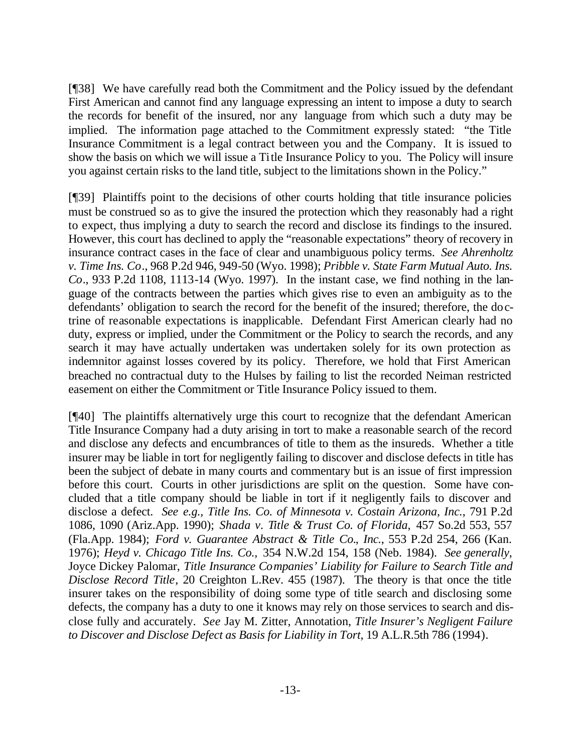[¶38] We have carefully read both the Commitment and the Policy issued by the defendant First American and cannot find any language expressing an intent to impose a duty to search the records for benefit of the insured, nor any language from which such a duty may be implied. The information page attached to the Commitment expressly stated: "the Title Insurance Commitment is a legal contract between you and the Company. It is issued to show the basis on which we will issue a Title Insurance Policy to you. The Policy will insure you against certain risks to the land title, subject to the limitations shown in the Policy."

[¶39] Plaintiffs point to the decisions of other courts holding that title insurance policies must be construed so as to give the insured the protection which they reasonably had a right to expect, thus implying a duty to search the record and disclose its findings to the insured. However, this court has declined to apply the "reasonable expectations" theory of recovery in insurance contract cases in the face of clear and unambiguous policy terms. *See Ahrenholtz v. Time Ins. Co*., 968 P.2d 946, 949-50 (Wyo. 1998); *Pribble v. State Farm Mutual Auto. Ins. Co*., 933 P.2d 1108, 1113-14 (Wyo. 1997). In the instant case, we find nothing in the language of the contracts between the parties which gives rise to even an ambiguity as to the defendants' obligation to search the record for the benefit of the insured; therefore, the doctrine of reasonable expectations is inapplicable. Defendant First American clearly had no duty, express or implied, under the Commitment or the Policy to search the records, and any search it may have actually undertaken was undertaken solely for its own protection as indemnitor against losses covered by its policy. Therefore, we hold that First American breached no contractual duty to the Hulses by failing to list the recorded Neiman restricted easement on either the Commitment or Title Insurance Policy issued to them.

[¶40] The plaintiffs alternatively urge this court to recognize that the defendant American Title Insurance Company had a duty arising in tort to make a reasonable search of the record and disclose any defects and encumbrances of title to them as the insureds. Whether a title insurer may be liable in tort for negligently failing to discover and disclose defects in title has been the subject of debate in many courts and commentary but is an issue of first impression before this court. Courts in other jurisdictions are split on the question. Some have concluded that a title company should be liable in tort if it negligently fails to discover and disclose a defect. *See e.g., Title Ins. Co. of Minnesota v. Costain Arizona, Inc.,* 791 P.2d 1086, 1090 (Ariz.App. 1990); *Shada v. Title & Trust Co. of Florida,* 457 So.2d 553, 557 (Fla.App. 1984); *Ford v. Guarantee Abstract & Title Co., Inc.*, 553 P.2d 254, 266 (Kan. 1976); *Heyd v. Chicago Title Ins. Co.,* 354 N.W.2d 154, 158 (Neb. 1984). *See generally,* Joyce Dickey Palomar, *Title Insurance Companies' Liability for Failure to Search Title and Disclose Record Title*, 20 Creighton L.Rev. 455 (1987). The theory is that once the title insurer takes on the responsibility of doing some type of title search and disclosing some defects, the company has a duty to one it knows may rely on those services to search and disclose fully and accurately. *See* Jay M. Zitter, Annotation, *Title Insurer's Negligent Failure to Discover and Disclose Defect as Basis for Liability in Tort,* 19 A.L.R.5th 786 (1994).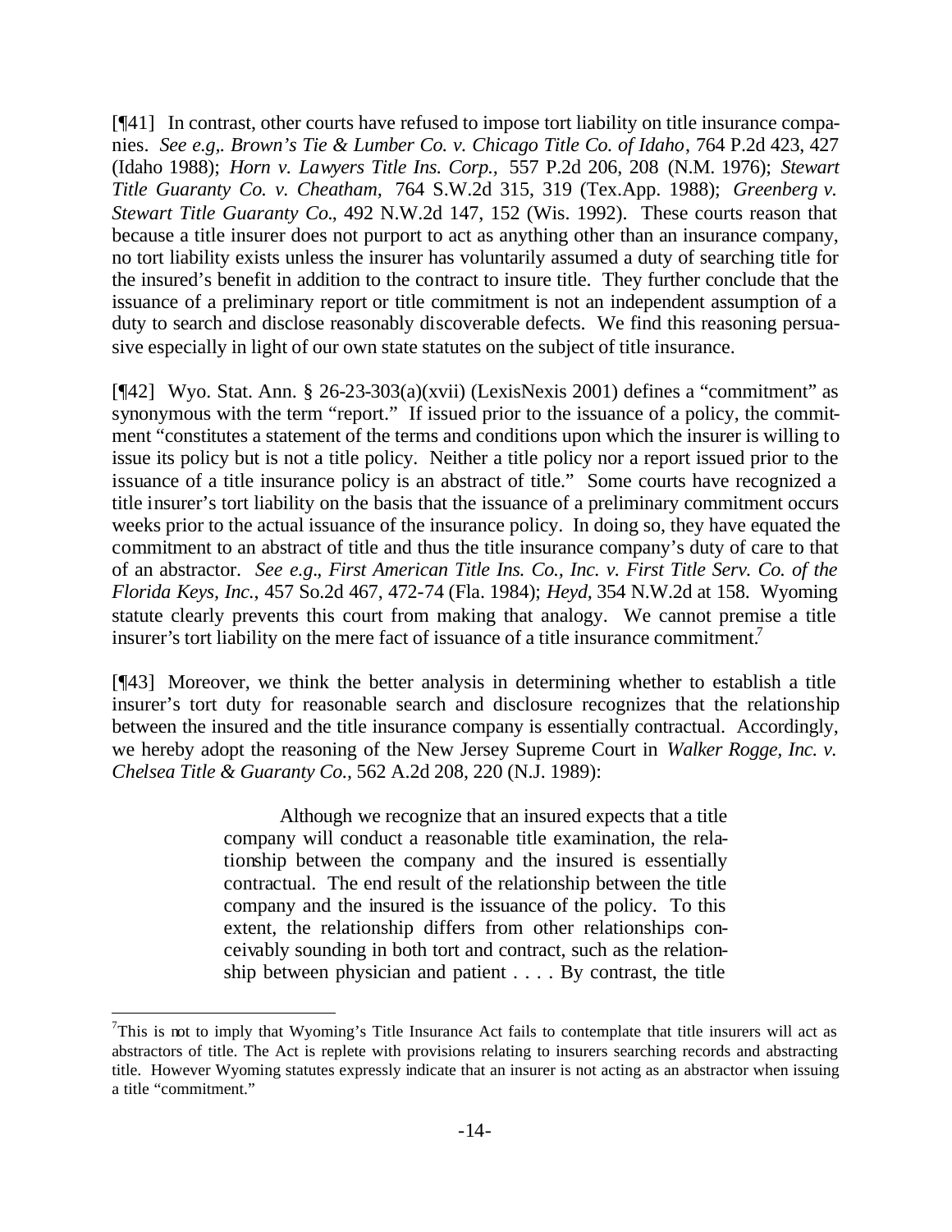[¶41] In contrast, other courts have refused to impose tort liability on title insurance companies. *See e.g,. Brown's Tie & Lumber Co. v. Chicago Title Co. of Idaho*, 764 P.2d 423, 427 (Idaho 1988); *Horn v. Lawyers Title Ins. Corp.,* 557 P.2d 206, 208 (N.M. 1976); *Stewart Title Guaranty Co. v. Cheatham,* 764 S.W.2d 315, 319 (Tex.App. 1988); *Greenberg v. Stewart Title Guaranty Co.,* 492 N.W.2d 147, 152 (Wis. 1992). These courts reason that because a title insurer does not purport to act as anything other than an insurance company, no tort liability exists unless the insurer has voluntarily assumed a duty of searching title for the insured's benefit in addition to the contract to insure title. They further conclude that the issuance of a preliminary report or title commitment is not an independent assumption of a duty to search and disclose reasonably discoverable defects. We find this reasoning persuasive especially in light of our own state statutes on the subject of title insurance.

[¶42] Wyo. Stat. Ann. § 26-23-303(a)(xvii) (LexisNexis 2001) defines a "commitment" as synonymous with the term "report." If issued prior to the issuance of a policy, the commitment "constitutes a statement of the terms and conditions upon which the insurer is willing to issue its policy but is not a title policy. Neither a title policy nor a report issued prior to the issuance of a title insurance policy is an abstract of title." Some courts have recognized a title insurer's tort liability on the basis that the issuance of a preliminary commitment occurs weeks prior to the actual issuance of the insurance policy. In doing so, they have equated the commitment to an abstract of title and thus the title insurance company's duty of care to that of an abstractor. *See e.g., First American Title Ins. Co., Inc. v. First Title Serv. Co. of the Florida Keys, Inc.*, 457 So.2d 467, 472-74 (Fla. 1984); *Heyd,* 354 N.W.2d at 158. Wyoming statute clearly prevents this court from making that analogy. We cannot premise a title insurer's tort liability on the mere fact of issuance of a title insurance commitment.[7]

[¶43] Moreover, we think the better analysis in determining whether to establish a title insurer's tort duty for reasonable search and disclosure recognizes that the relationship between the insured and the title insurance company is essentially contractual. Accordingly, we hereby adopt the reasoning of the New Jersey Supreme Court in *Walker Rogge, Inc. v. Chelsea Title & Guaranty Co.,* 562 A.2d 208, 220 (N.J. 1989):

> Although we recognize that an insured expects that a title company will conduct a reasonable title examination, the relationship between the company and the insured is essentially contractual. The end result of the relationship between the title company and the insured is the issuance of the policy. To this extent, the relationship differs from other relationships conceivably sounding in both tort and contract, such as the relationship between physician and patient . . . . By contrast, the title

[7] This is not to imply that Wyoming's Title Insurance Act fails to contemplate that title insurers will act as abstractors of title. The Act is replete with provisions relating to insurers searching records and abstracting title. However Wyoming statutes expressly indicate that an insurer is not acting as an abstractor when issuing a title "commitment."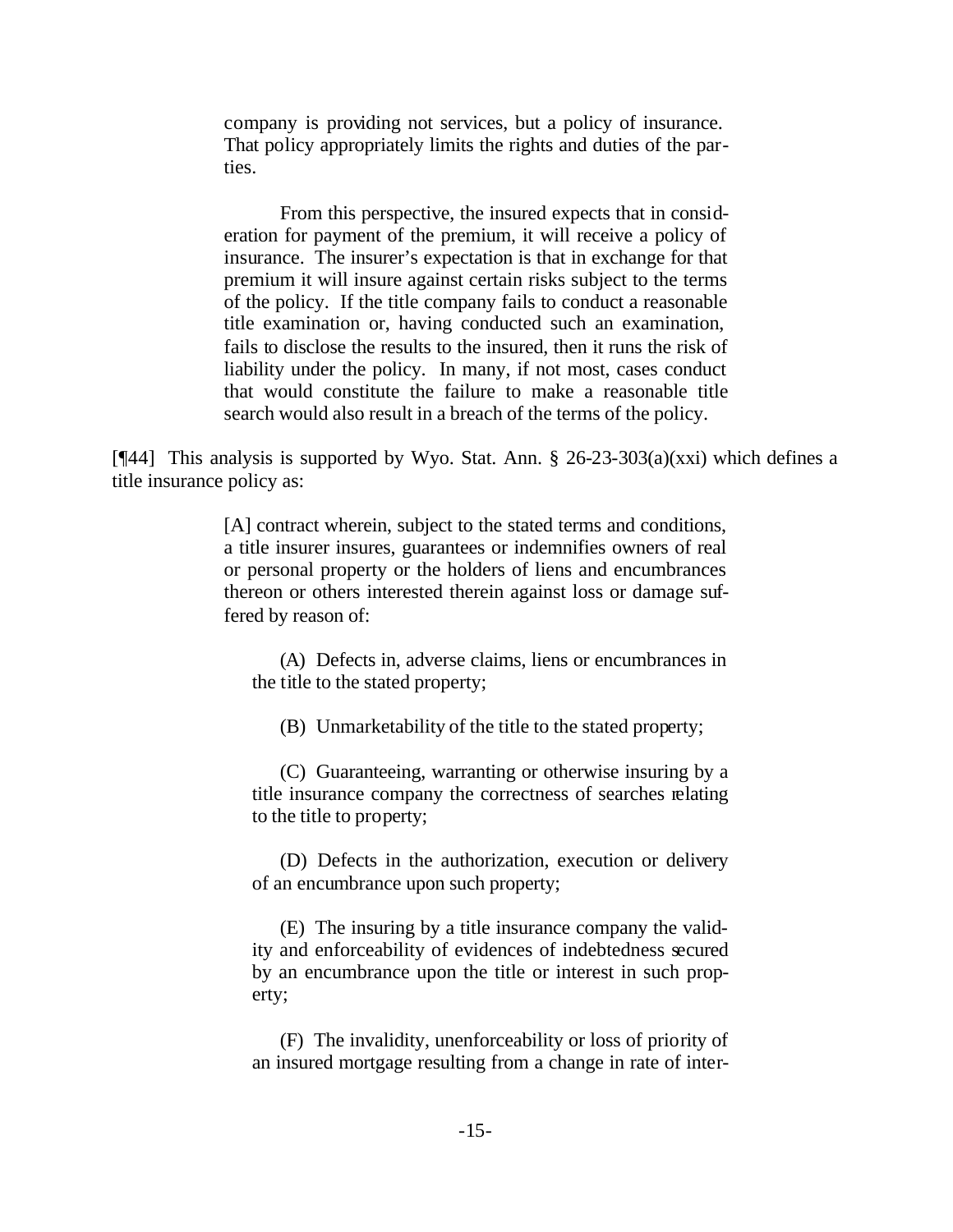> company is providing not services, but a policy of insurance. That policy appropriately limits the rights and duties of the parties.
>
> From this perspective, the insured expects that in consideration for payment of the premium, it will receive a policy of insurance. The insurer's expectation is that in exchange for that premium it will insure against certain risks subject to the terms of the policy. If the title company fails to conduct a reasonable title examination or, having conducted such an examination, fails to disclose the results to the insured, then it runs the risk of liability under the policy. In many, if not most, cases conduct that would constitute the failure to make a reasonable title search would also result in a breach of the terms of the policy.

[¶44] This analysis is supported by Wyo. Stat. Ann. § 26-23-303(a)(xxi) which defines a title insurance policy as:

> [A] contract wherein, subject to the stated terms and conditions, a title insurer insures, guarantees or indemnifies owners of real or personal property or the holders of liens and encumbrances thereon or others interested therein against loss or damage suffered by reason of:
>
> (A) Defects in, adverse claims, liens or encumbrances in the title to the stated property;
>
> (B) Unmarketability of the title to the stated property;
>
> (C) Guaranteeing, warranting or otherwise insuring by a title insurance company the correctness of searches relating to the title to property;
>
> (D) Defects in the authorization, execution or delivery of an encumbrance upon such property;
>
> (E) The insuring by a title insurance company the validity and enforceability of evidences of indebtedness secured by an encumbrance upon the title or interest in such property;
>
> (F) The invalidity, unenforceability or loss of priority of an insured mortgage resulting from a change in rate of inter-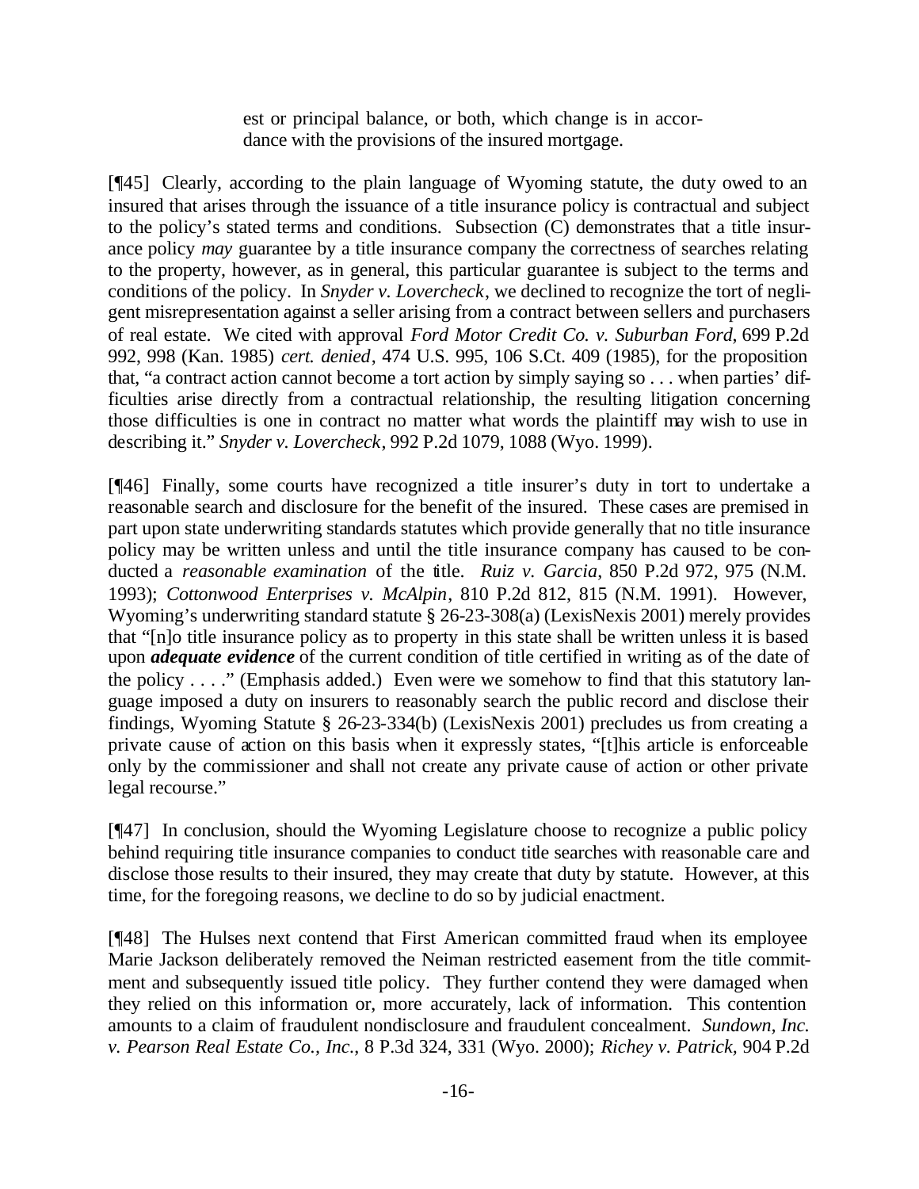> est or principal balance, or both, which change is in accordance with the provisions of the insured mortgage.

[¶45] Clearly, according to the plain language of Wyoming statute, the duty owed to an insured that arises through the issuance of a title insurance policy is contractual and subject to the policy's stated terms and conditions. Subsection (C) demonstrates that a title insurance policy *may* guarantee by a title insurance company the correctness of searches relating to the property, however, as in general, this particular guarantee is subject to the terms and conditions of the policy. In *Snyder v. Lovercheck*, we declined to recognize the tort of negligent misrepresentation against a seller arising from a contract between sellers and purchasers of real estate. We cited with approval *Ford Motor Credit Co. v. Suburban Ford*, 699 P.2d 992, 998 (Kan. 1985) *cert. denied*, 474 U.S. 995, 106 S.Ct. 409 (1985), for the proposition that, "a contract action cannot become a tort action by simply saying so . . . when parties' difficulties arise directly from a contractual relationship, the resulting litigation concerning those difficulties is one in contract no matter what words the plaintiff may wish to use in describing it." *Snyder v. Lovercheck*, 992 P.2d 1079, 1088 (Wyo. 1999).

[¶46] Finally, some courts have recognized a title insurer's duty in tort to undertake a reasonable search and disclosure for the benefit of the insured. These cases are premised in part upon state underwriting standards statutes which provide generally that no title insurance policy may be written unless and until the title insurance company has caused to be conducted a *reasonable examination* of the title. *Ruiz v. Garcia*, 850 P.2d 972, 975 (N.M. 1993); *Cottonwood Enterprises v. McAlpin*, 810 P.2d 812, 815 (N.M. 1991). However, Wyoming's underwriting standard statute § 26-23-308(a) (LexisNexis 2001) merely provides that "[n]o title insurance policy as to property in this state shall be written unless it is based upon ***adequate evidence*** of the current condition of title certified in writing as of the date of the policy . . . ." (Emphasis added.) Even were we somehow to find that this statutory language imposed a duty on insurers to reasonably search the public record and disclose their findings, Wyoming Statute § 26-23-334(b) (LexisNexis 2001) precludes us from creating a private cause of action on this basis when it expressly states, "[t]his article is enforceable only by the commissioner and shall not create any private cause of action or other private legal recourse."

[¶47] In conclusion, should the Wyoming Legislature choose to recognize a public policy behind requiring title insurance companies to conduct title searches with reasonable care and disclose those results to their insured, they may create that duty by statute. However, at this time, for the foregoing reasons, we decline to do so by judicial enactment.

[¶48] The Hulses next contend that First American committed fraud when its employee Marie Jackson deliberately removed the Neiman restricted easement from the title commitment and subsequently issued title policy. They further contend they were damaged when they relied on this information or, more accurately, lack of information. This contention amounts to a claim of fraudulent nondisclosure and fraudulent concealment. *Sundown, Inc. v. Pearson Real Estate Co., Inc.*, 8 P.3d 324, 331 (Wyo. 2000); *Richey v. Patrick*, 904 P.2d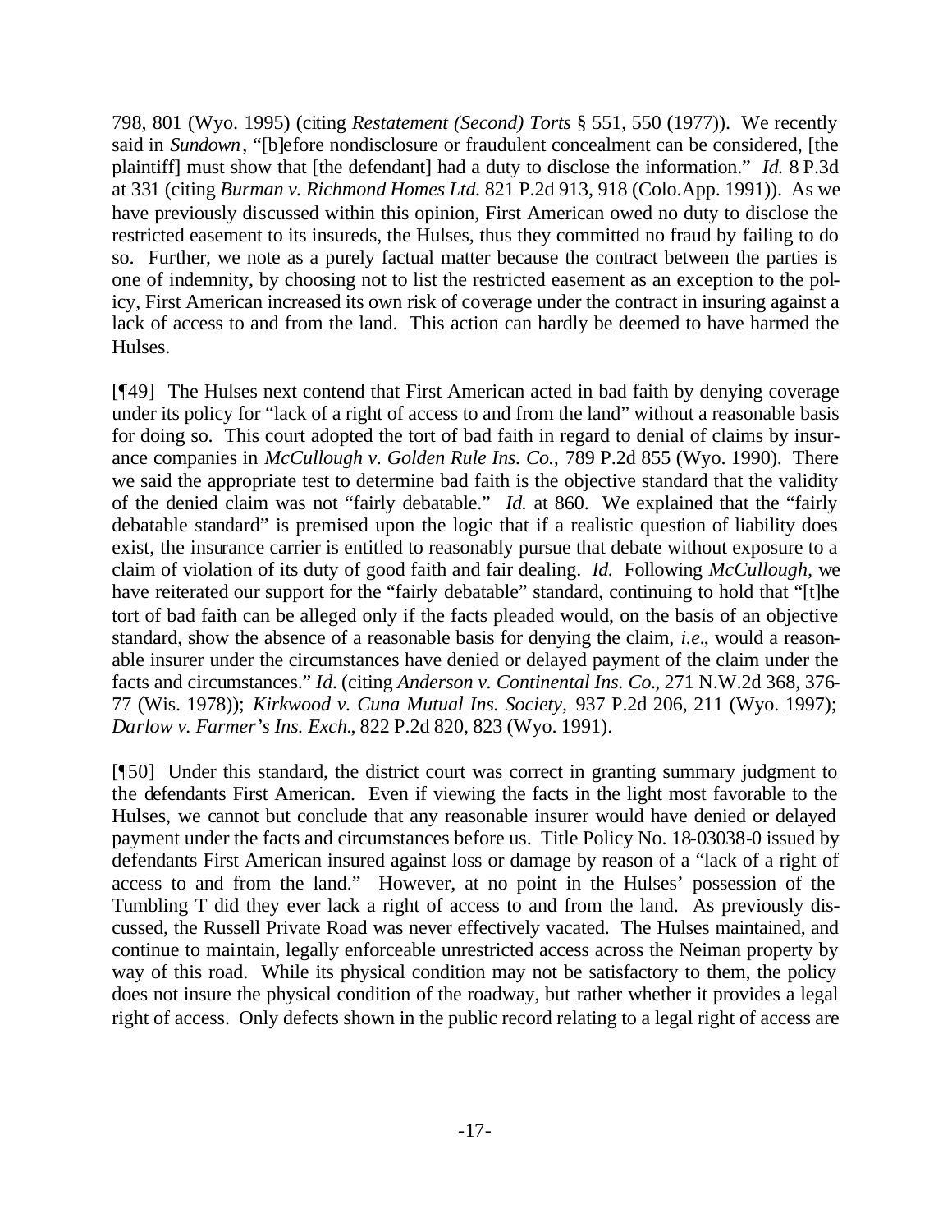798, 801 (Wyo. 1995) (citing *Restatement (Second) Torts* § 551, 550 (1977)). We recently said in *Sundown*, "[b]efore nondisclosure or fraudulent concealment can be considered, [the plaintiff] must show that [the defendant] had a duty to disclose the information." *Id.* 8 P.3d at 331 (citing *Burman v. Richmond Homes Ltd.* 821 P.2d 913, 918 (Colo.App. 1991)). As we have previously discussed within this opinion, First American owed no duty to disclose the restricted easement to its insureds, the Hulses, thus they committed no fraud by failing to do so. Further, we note as a purely factual matter because the contract between the parties is one of indemnity, by choosing not to list the restricted easement as an exception to the policy, First American increased its own risk of coverage under the contract in insuring against a lack of access to and from the land. This action can hardly be deemed to have harmed the Hulses.

[¶49] The Hulses next contend that First American acted in bad faith by denying coverage under its policy for "lack of a right of access to and from the land" without a reasonable basis for doing so. This court adopted the tort of bad faith in regard to denial of claims by insurance companies in *McCullough v. Golden Rule Ins. Co.,* 789 P.2d 855 (Wyo. 1990). There we said the appropriate test to determine bad faith is the objective standard that the validity of the denied claim was not "fairly debatable." *Id.* at 860. We explained that the "fairly debatable standard" is premised upon the logic that if a realistic question of liability does exist, the insurance carrier is entitled to reasonably pursue that debate without exposure to a claim of violation of its duty of good faith and fair dealing. *Id.* Following *McCullough,* we have reiterated our support for the "fairly debatable" standard, continuing to hold that "[t]he tort of bad faith can be alleged only if the facts pleaded would, on the basis of an objective standard, show the absence of a reasonable basis for denying the claim, *i.e*., would a reasonable insurer under the circumstances have denied or delayed payment of the claim under the facts and circumstances." *Id.* (citing *Anderson v. Continental Ins. Co*., 271 N.W.2d 368, 376-77 (Wis. 1978)); *Kirkwood v. Cuna Mutual Ins. Society*, 937 P.2d 206, 211 (Wyo. 1997); *Darlow v. Farmer's Ins. Exch*., 822 P.2d 820, 823 (Wyo. 1991).

[¶50] Under this standard, the district court was correct in granting summary judgment to the defendants First American. Even if viewing the facts in the light most favorable to the Hulses, we cannot but conclude that any reasonable insurer would have denied or delayed payment under the facts and circumstances before us. Title Policy No. 18-03038-0 issued by defendants First American insured against loss or damage by reason of a "lack of a right of access to and from the land." However, at no point in the Hulses' possession of the Tumbling T did they ever lack a right of access to and from the land. As previously discussed, the Russell Private Road was never effectively vacated. The Hulses maintained, and continue to maintain, legally enforceable unrestricted access across the Neiman property by way of this road. While its physical condition may not be satisfactory to them, the policy does not insure the physical condition of the roadway, but rather whether it provides a legal right of access. Only defects shown in the public record relating to a legal right of access are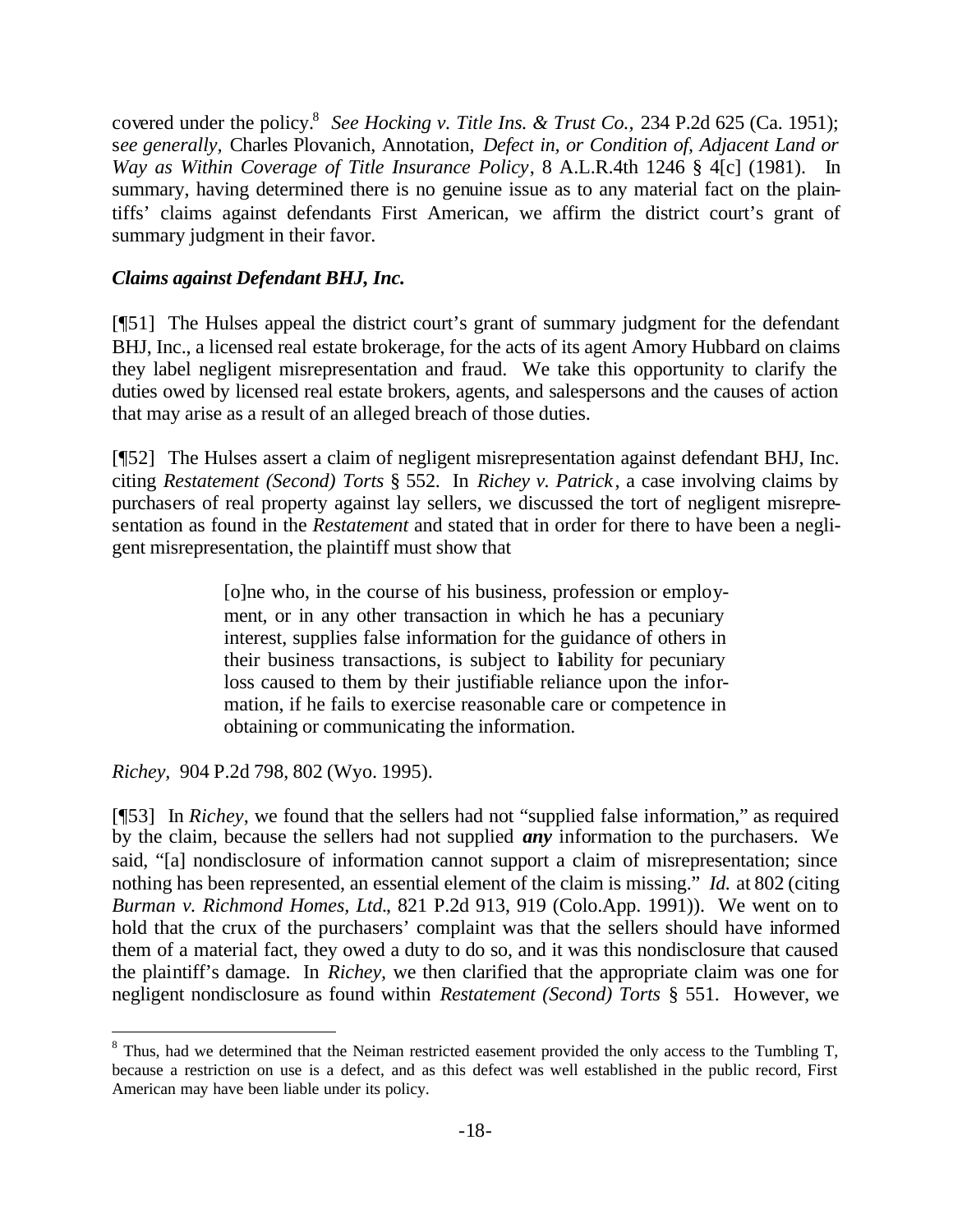covered under the policy.[8] *See Hocking v. Title Ins. & Trust Co.*, 234 P.2d 625 (Ca. 1951); s*ee generally*, Charles Plovanich, Annotation, *Defect in, or Condition of, Adjacent Land or Way as Within Coverage of Title Insurance Policy*, 8 A.L.R.4th 1246 § 4[c] (1981). In summary, having determined there is no genuine issue as to any material fact on the plaintiffs' claims against defendants First American, we affirm the district court's grant of summary judgment in their favor.

***Claims against Defendant BHJ, Inc.***

[¶51] The Hulses appeal the district court's grant of summary judgment for the defendant BHJ, Inc., a licensed real estate brokerage, for the acts of its agent Amory Hubbard on claims they label negligent misrepresentation and fraud. We take this opportunity to clarify the duties owed by licensed real estate brokers, agents, and salespersons and the causes of action that may arise as a result of an alleged breach of those duties.

[¶52] The Hulses assert a claim of negligent misrepresentation against defendant BHJ, Inc. citing *Restatement (Second) Torts* § 552. In *Richey v. Patrick*, a case involving claims by purchasers of real property against lay sellers, we discussed the tort of negligent misrepresentation as found in the *Restatement* and stated that in order for there to have been a negligent misrepresentation, the plaintiff must show that

> [o]ne who, in the course of his business, profession or employment, or in any other transaction in which he has a pecuniary interest, supplies false information for the guidance of others in their business transactions, is subject to liability for pecuniary loss caused to them by their justifiable reliance upon the information, if he fails to exercise reasonable care or competence in obtaining or communicating the information.

*Richey*, 904 P.2d 798, 802 (Wyo. 1995).

[¶53] In *Richey*, we found that the sellers had not "supplied false information," as required by the claim, because the sellers had not supplied ***any*** information to the purchasers. We said, "[a] nondisclosure of information cannot support a claim of misrepresentation; since nothing has been represented, an essential element of the claim is missing." *Id.* at 802 (citing *Burman v. Richmond Homes, Ltd.*, 821 P.2d 913, 919 (Colo.App. 1991)). We went on to hold that the crux of the purchasers' complaint was that the sellers should have informed them of a material fact, they owed a duty to do so, and it was this nondisclosure that caused the plaintiff's damage. In *Richey*, we then clarified that the appropriate claim was one for negligent nondisclosure as found within *Restatement (Second) Torts* § 551. However, we

---

[8] Thus, had we determined that the Neiman restricted easement provided the only access to the Tumbling T, because a restriction on use is a defect, and as this defect was well established in the public record, First American may have been liable under its policy.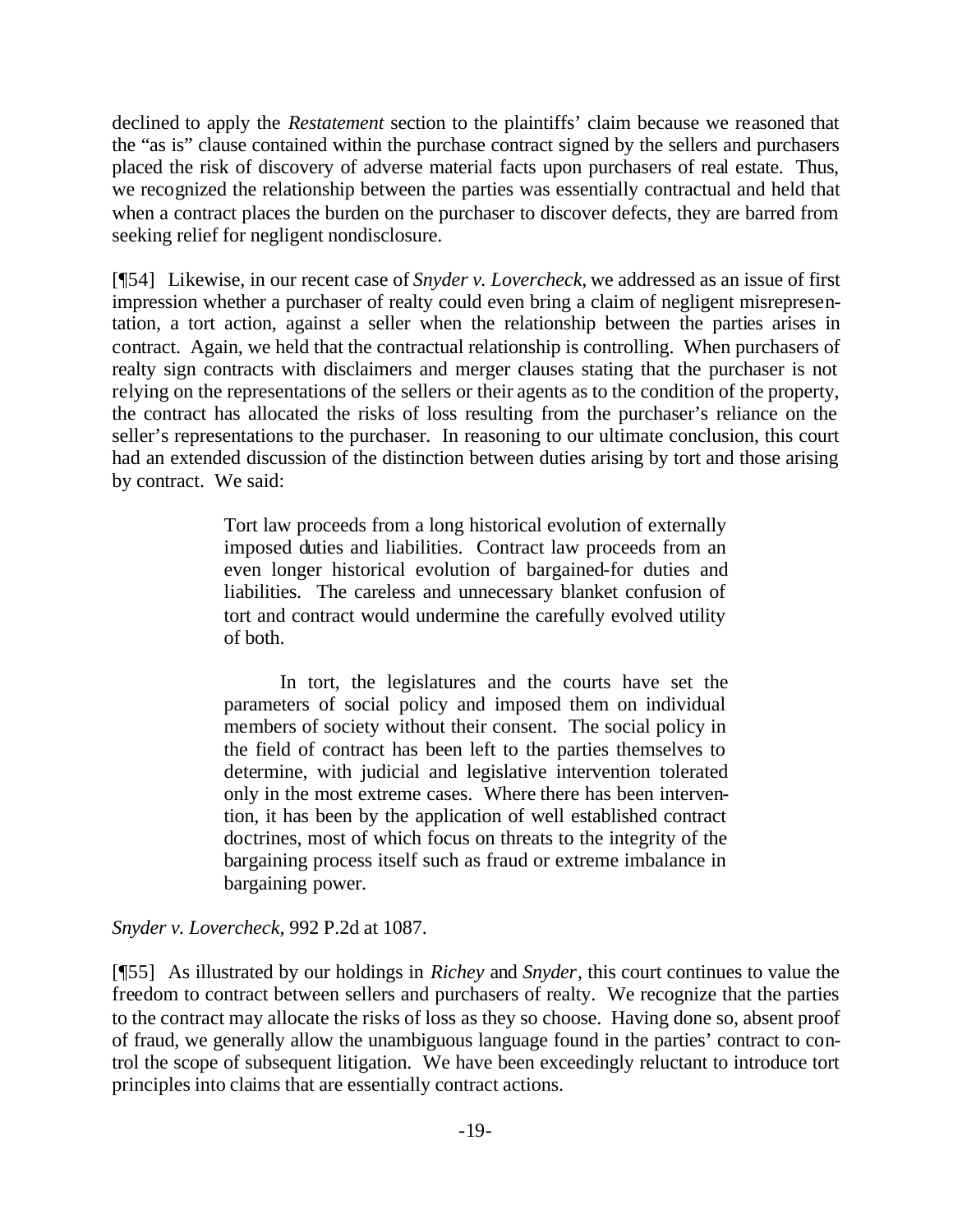declined to apply the *Restatement* section to the plaintiffs' claim because we reasoned that the "as is" clause contained within the purchase contract signed by the sellers and purchasers placed the risk of discovery of adverse material facts upon purchasers of real estate. Thus, we recognized the relationship between the parties was essentially contractual and held that when a contract places the burden on the purchaser to discover defects, they are barred from seeking relief for negligent nondisclosure.

[¶54] Likewise, in our recent case of *Snyder v. Lovercheck*, we addressed as an issue of first impression whether a purchaser of realty could even bring a claim of negligent misrepresentation, a tort action, against a seller when the relationship between the parties arises in contract. Again, we held that the contractual relationship is controlling. When purchasers of realty sign contracts with disclaimers and merger clauses stating that the purchaser is not relying on the representations of the sellers or their agents as to the condition of the property, the contract has allocated the risks of loss resulting from the purchaser's reliance on the seller's representations to the purchaser. In reasoning to our ultimate conclusion, this court had an extended discussion of the distinction between duties arising by tort and those arising by contract. We said:

> Tort law proceeds from a long historical evolution of externally imposed duties and liabilities. Contract law proceeds from an even longer historical evolution of bargained-for duties and liabilities. The careless and unnecessary blanket confusion of tort and contract would undermine the carefully evolved utility of both.
>
> In tort, the legislatures and the courts have set the parameters of social policy and imposed them on individual members of society without their consent. The social policy in the field of contract has been left to the parties themselves to determine, with judicial and legislative intervention tolerated only in the most extreme cases. Where there has been intervention, it has been by the application of well established contract doctrines, most of which focus on threats to the integrity of the bargaining process itself such as fraud or extreme imbalance in bargaining power.

*Snyder v. Lovercheck,* 992 P.2d at 1087.

[¶55] As illustrated by our holdings in *Richey* and *Snyder*, this court continues to value the freedom to contract between sellers and purchasers of realty. We recognize that the parties to the contract may allocate the risks of loss as they so choose. Having done so, absent proof of fraud, we generally allow the unambiguous language found in the parties' contract to control the scope of subsequent litigation. We have been exceedingly reluctant to introduce tort principles into claims that are essentially contract actions.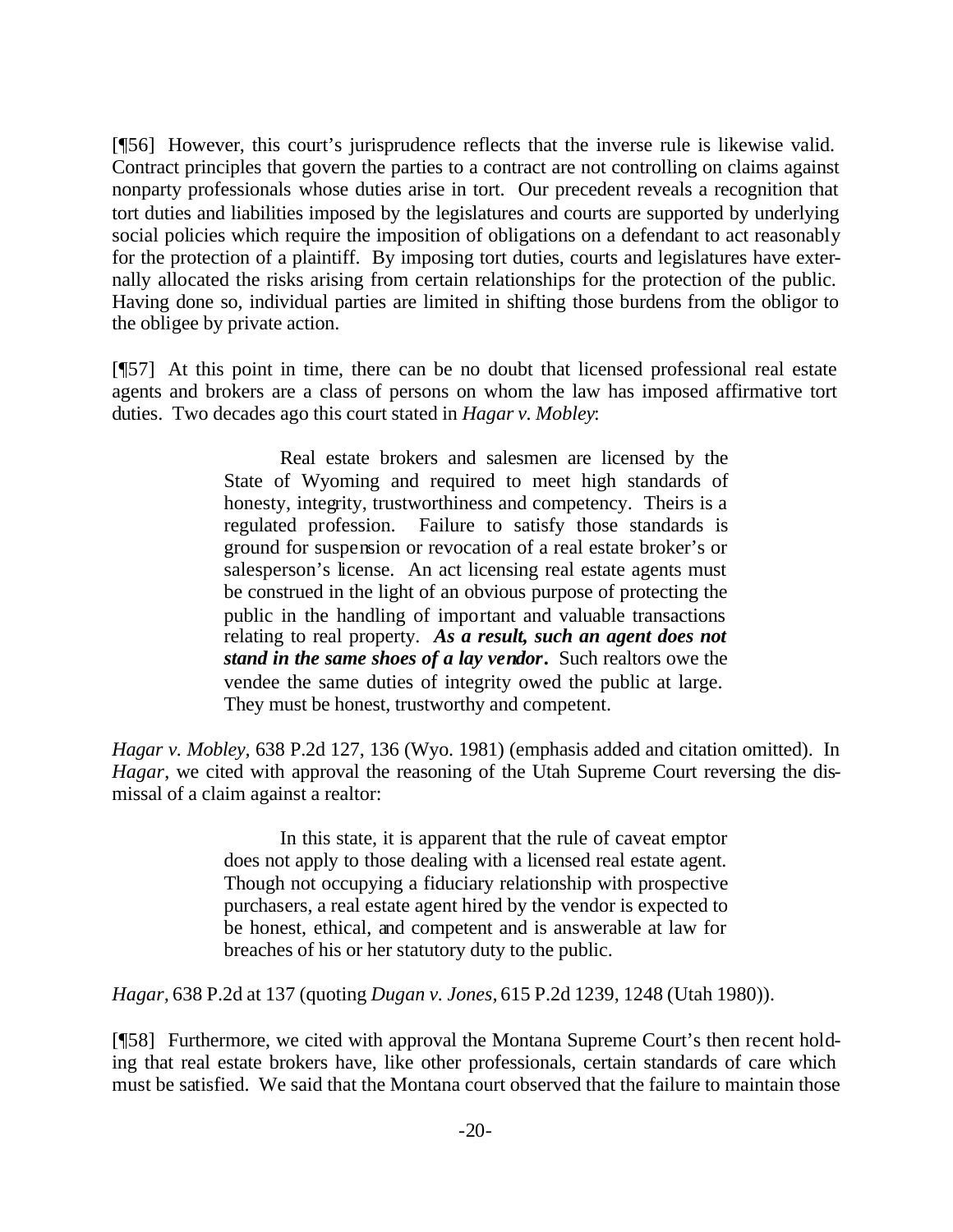[¶56] However, this court's jurisprudence reflects that the inverse rule is likewise valid. Contract principles that govern the parties to a contract are not controlling on claims against nonparty professionals whose duties arise in tort. Our precedent reveals a recognition that tort duties and liabilities imposed by the legislatures and courts are supported by underlying social policies which require the imposition of obligations on a defendant to act reasonably for the protection of a plaintiff. By imposing tort duties, courts and legislatures have externally allocated the risks arising from certain relationships for the protection of the public. Having done so, individual parties are limited in shifting those burdens from the obligor to the obligee by private action.

[¶57] At this point in time, there can be no doubt that licensed professional real estate agents and brokers are a class of persons on whom the law has imposed affirmative tort duties. Two decades ago this court stated in *Hagar v. Mobley*:

> Real estate brokers and salesmen are licensed by the State of Wyoming and required to meet high standards of honesty, integrity, trustworthiness and competency. Theirs is a regulated profession. Failure to satisfy those standards is ground for suspension or revocation of a real estate broker's or salesperson's license. An act licensing real estate agents must be construed in the light of an obvious purpose of protecting the public in the handling of important and valuable transactions relating to real property. ***As a result, such an agent does not stand in the same shoes of a lay vendor.*** Such realtors owe the vendee the same duties of integrity owed the public at large. They must be honest, trustworthy and competent.

*Hagar v. Mobley*, 638 P.2d 127, 136 (Wyo. 1981) (emphasis added and citation omitted). In *Hagar*, we cited with approval the reasoning of the Utah Supreme Court reversing the dismissal of a claim against a realtor:

> In this state, it is apparent that the rule of caveat emptor does not apply to those dealing with a licensed real estate agent. Though not occupying a fiduciary relationship with prospective purchasers, a real estate agent hired by the vendor is expected to be honest, ethical, and competent and is answerable at law for breaches of his or her statutory duty to the public.

*Hagar*, 638 P.2d at 137 (quoting *Dugan v. Jones*, 615 P.2d 1239, 1248 (Utah 1980)).

[¶58] Furthermore, we cited with approval the Montana Supreme Court's then recent holding that real estate brokers have, like other professionals, certain standards of care which must be satisfied. We said that the Montana court observed that the failure to maintain those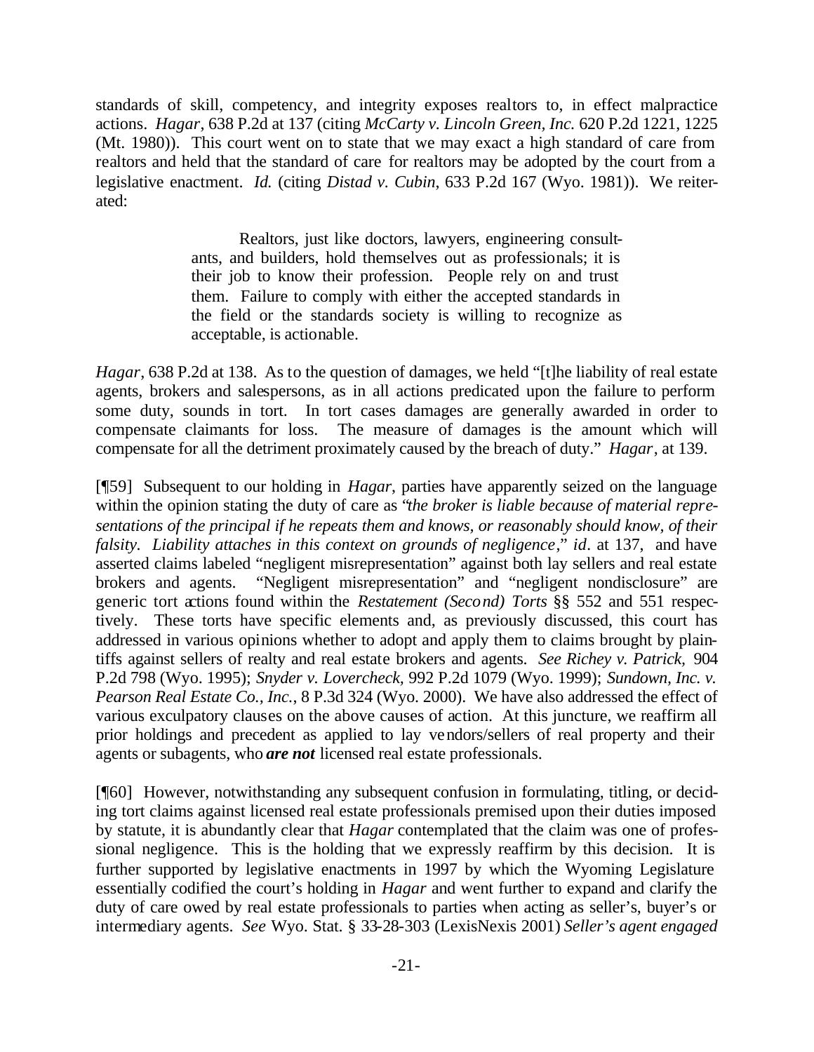standards of skill, competency, and integrity exposes realtors to, in effect malpractice actions. *Hagar*, 638 P.2d at 137 (citing *McCarty v. Lincoln Green, Inc.* 620 P.2d 1221, 1225 (Mt. 1980)). This court went on to state that we may exact a high standard of care from realtors and held that the standard of care for realtors may be adopted by the court from a legislative enactment. *Id.* (citing *Distad v. Cubin*, 633 P.2d 167 (Wyo. 1981)). We reiterated:

> Realtors, just like doctors, lawyers, engineering consultants, and builders, hold themselves out as professionals; it is their job to know their profession. People rely on and trust them. Failure to comply with either the accepted standards in the field or the standards society is willing to recognize as acceptable, is actionable.

*Hagar*, 638 P.2d at 138. As to the question of damages, we held "[t]he liability of real estate agents, brokers and salespersons, as in all actions predicated upon the failure to perform some duty, sounds in tort. In tort cases damages are generally awarded in order to compensate claimants for loss. The measure of damages is the amount which will compensate for all the detriment proximately caused by the breach of duty." *Hagar*, at 139.

[¶59] Subsequent to our holding in *Hagar*, parties have apparently seized on the language within the opinion stating the duty of care as "*the broker is liable because of material representations of the principal if he repeats them and knows, or reasonably should know, of their falsity. Liability attaches in this context on grounds of negligence*," *id*. at 137, and have asserted claims labeled "negligent misrepresentation" against both lay sellers and real estate brokers and agents. "Negligent misrepresentation" and "negligent nondisclosure" are generic tort actions found within the *Restatement (Second) Torts* §§ 552 and 551 respectively. These torts have specific elements and, as previously discussed, this court has addressed in various opinions whether to adopt and apply them to claims brought by plaintiffs against sellers of realty and real estate brokers and agents. *See Richey v. Patrick,* 904 P.2d 798 (Wyo. 1995); *Snyder v. Lovercheck,* 992 P.2d 1079 (Wyo. 1999); *Sundown, Inc. v. Pearson Real Estate Co., Inc.,* 8 P.3d 324 (Wyo. 2000). We have also addressed the effect of various exculpatory clauses on the above causes of action. At this juncture, we reaffirm all prior holdings and precedent as applied to lay vendors/sellers of real property and their agents or subagents, who ***are not*** licensed real estate professionals.

[¶60] However, notwithstanding any subsequent confusion in formulating, titling, or deciding tort claims against licensed real estate professionals premised upon their duties imposed by statute, it is abundantly clear that *Hagar* contemplated that the claim was one of professional negligence. This is the holding that we expressly reaffirm by this decision. It is further supported by legislative enactments in 1997 by which the Wyoming Legislature essentially codified the court's holding in *Hagar* and went further to expand and clarify the duty of care owed by real estate professionals to parties when acting as seller's, buyer's or intermediary agents. *See* Wyo. Stat. § 33-28-303 (LexisNexis 2001) *Seller's agent engaged*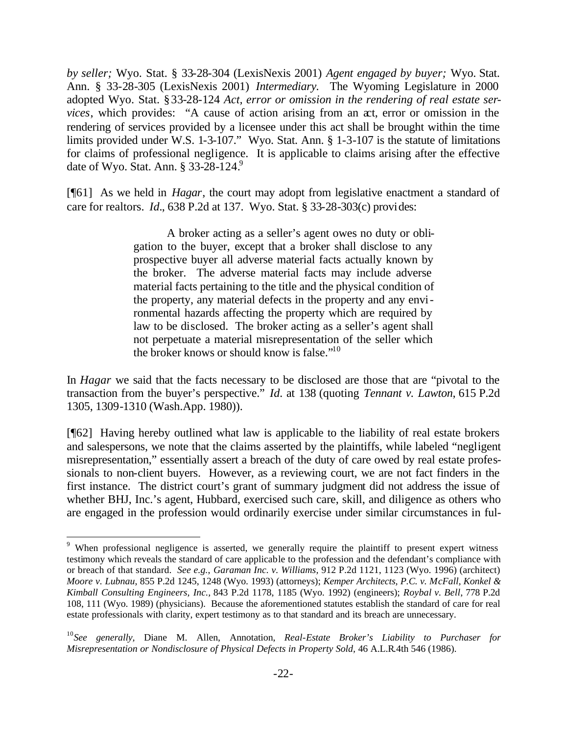*by seller;* Wyo. Stat. § 33-28-304 (LexisNexis 2001) *Agent engaged by buyer;* Wyo. Stat. Ann. § 33-28-305 (LexisNexis 2001) *Intermediary.* The Wyoming Legislature in 2000 adopted Wyo. Stat. § 33-28-124 *Act, error or omission in the rendering of real estate services*, which provides: "A cause of action arising from an act, error or omission in the rendering of services provided by a licensee under this act shall be brought within the time limits provided under W.S. 1-3-107." Wyo. Stat. Ann. § 1-3-107 is the statute of limitations for claims of professional negligence. It is applicable to claims arising after the effective date of Wyo. Stat. Ann. § 33-28-124.[9]

[¶61] As we held in *Hagar*, the court may adopt from legislative enactment a standard of care for realtors. *Id.*, 638 P.2d at 137. Wyo. Stat. § 33-28-303(c) provides:

> A broker acting as a seller's agent owes no duty or obligation to the buyer, except that a broker shall disclose to any prospective buyer all adverse material facts actually known by the broker. The adverse material facts may include adverse material facts pertaining to the title and the physical condition of the property, any material defects in the property and any environmental hazards affecting the property which are required by law to be disclosed. The broker acting as a seller's agent shall not perpetuate a material misrepresentation of the seller which the broker knows or should know is false."[10]

In *Hagar* we said that the facts necessary to be disclosed are those that are "pivotal to the transaction from the buyer's perspective." *Id.* at 138 (quoting *Tennant v. Lawton*, 615 P.2d 1305, 1309-1310 (Wash.App. 1980)).

[¶62] Having hereby outlined what law is applicable to the liability of real estate brokers and salespersons, we note that the claims asserted by the plaintiffs, while labeled "negligent misrepresentation," essentially assert a breach of the duty of care owed by real estate professionals to non-client buyers. However, as a reviewing court, we are not fact finders in the first instance. The district court's grant of summary judgment did not address the issue of whether BHJ, Inc.'s agent, Hubbard, exercised such care, skill, and diligence as others who are engaged in the profession would ordinarily exercise under similar circumstances in ful-

---

[9] When professional negligence is asserted, we generally require the plaintiff to present expert witness testimony which reveals the standard of care applicable to the profession and the defendant's compliance with or breach of that standard. *See e.g.*, *Garaman Inc. v. Williams*, 912 P.2d 1121, 1123 (Wyo. 1996) (architect) *Moore v. Lubnau*, 855 P.2d 1245, 1248 (Wyo. 1993) (attorneys); *Kemper Architects, P.C. v. McFall, Konkel & Kimball Consulting Engineers, Inc.*, 843 P.2d 1178, 1185 (Wyo. 1992) (engineers); *Roybal v. Bell*, 778 P.2d 108, 111 (Wyo. 1989) (physicians). Because the aforementioned statutes establish the standard of care for real estate professionals with clarity, expert testimony as to that standard and its breach are unnecessary.

[10] *See generally,* Diane M. Allen, Annotation, *Real-Estate Broker's Liability to Purchaser for Misrepresentation or Nondisclosure of Physical Defects in Property Sold*, 46 A.L.R.4th 546 (1986).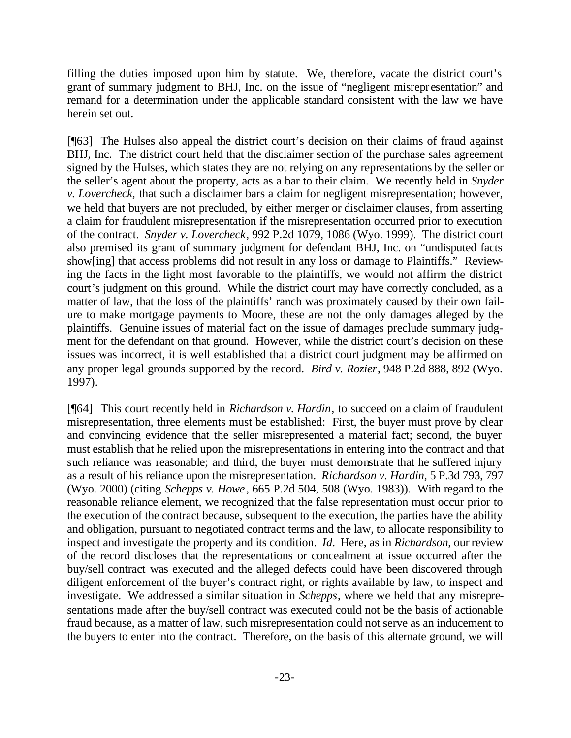filling the duties imposed upon him by statute. We, therefore, vacate the district court's grant of summary judgment to BHJ, Inc. on the issue of "negligent misrepresentation" and remand for a determination under the applicable standard consistent with the law we have herein set out.

[¶63] The Hulses also appeal the district court's decision on their claims of fraud against BHJ, Inc. The district court held that the disclaimer section of the purchase sales agreement signed by the Hulses, which states they are not relying on any representations by the seller or the seller's agent about the property, acts as a bar to their claim. We recently held in *Snyder v. Lovercheck*, that such a disclaimer bars a claim for negligent misrepresentation; however, we held that buyers are not precluded, by either merger or disclaimer clauses, from asserting a claim for fraudulent misrepresentation if the misrepresentation occurred prior to execution of the contract. *Snyder v. Lovercheck*, 992 P.2d 1079, 1086 (Wyo. 1999). The district court also premised its grant of summary judgment for defendant BHJ, Inc. on "undisputed facts show[ing] that access problems did not result in any loss or damage to Plaintiffs." Reviewing the facts in the light most favorable to the plaintiffs, we would not affirm the district court's judgment on this ground. While the district court may have correctly concluded, as a matter of law, that the loss of the plaintiffs' ranch was proximately caused by their own failure to make mortgage payments to Moore, these are not the only damages alleged by the plaintiffs. Genuine issues of material fact on the issue of damages preclude summary judgment for the defendant on that ground. However, while the district court's decision on these issues was incorrect, it is well established that a district court judgment may be affirmed on any proper legal grounds supported by the record. *Bird v. Rozier*, 948 P.2d 888, 892 (Wyo. 1997).

[¶64] This court recently held in *Richardson v. Hardin*, to succeed on a claim of fraudulent misrepresentation, three elements must be established: First, the buyer must prove by clear and convincing evidence that the seller misrepresented a material fact; second, the buyer must establish that he relied upon the misrepresentations in entering into the contract and that such reliance was reasonable; and third, the buyer must demonstrate that he suffered injury as a result of his reliance upon the misrepresentation. *Richardson v. Hardin*, 5 P.3d 793, 797 (Wyo. 2000) (citing *Schepps v. Howe*, 665 P.2d 504, 508 (Wyo. 1983)). With regard to the reasonable reliance element, we recognized that the false representation must occur prior to the execution of the contract because, subsequent to the execution, the parties have the ability and obligation, pursuant to negotiated contract terms and the law, to allocate responsibility to inspect and investigate the property and its condition. *Id*. Here, as in *Richardson*, our review of the record discloses that the representations or concealment at issue occurred after the buy/sell contract was executed and the alleged defects could have been discovered through diligent enforcement of the buyer's contract right, or rights available by law, to inspect and investigate. We addressed a similar situation in *Schepps*, where we held that any misrepresentations made after the buy/sell contract was executed could not be the basis of actionable fraud because, as a matter of law, such misrepresentation could not serve as an inducement to the buyers to enter into the contract. Therefore, on the basis of this alternate ground, we will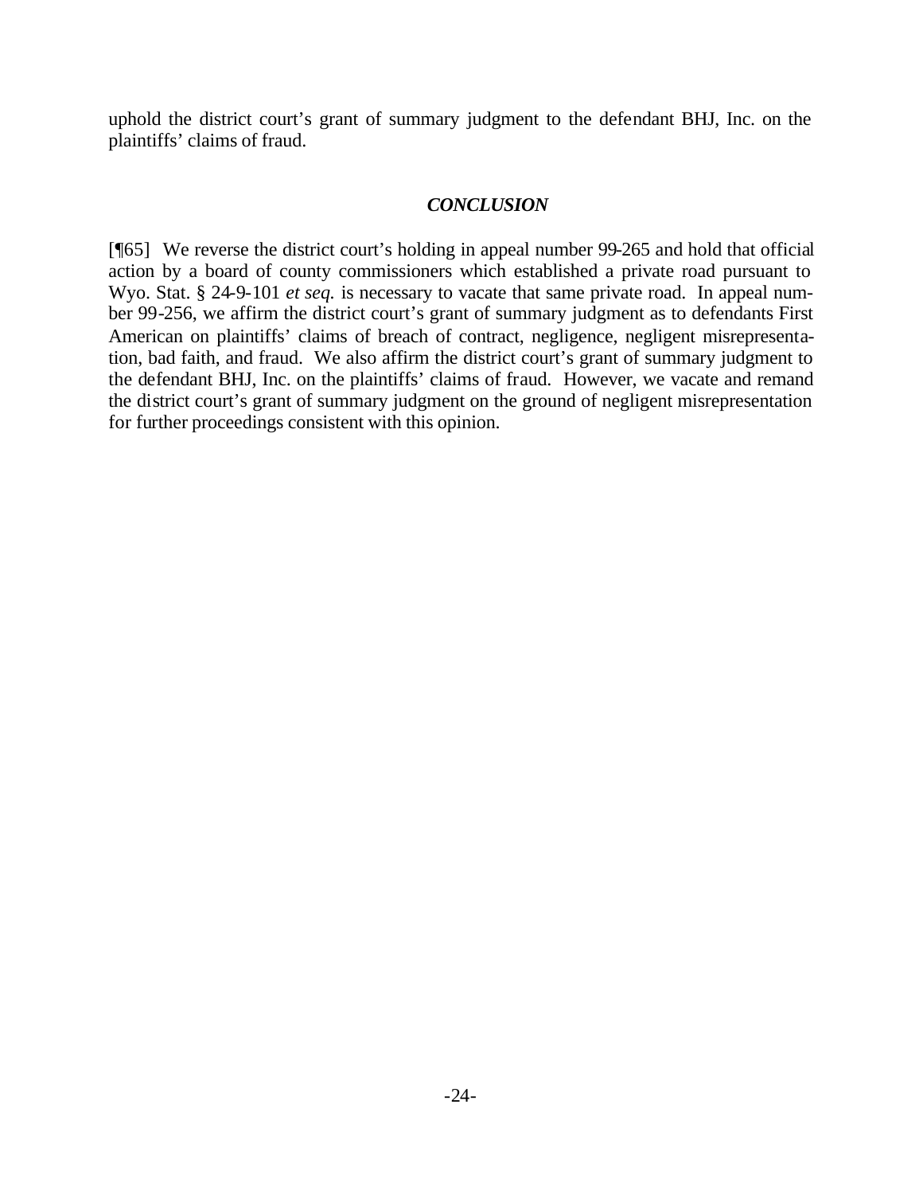uphold the district court's grant of summary judgment to the defendant BHJ, Inc. on the plaintiffs' claims of fraud.

### *CONCLUSION*

[¶65] We reverse the district court's holding in appeal number 99-265 and hold that official action by a board of county commissioners which established a private road pursuant to Wyo. Stat. § 24-9-101 *et seq.* is necessary to vacate that same private road. In appeal number 99-256, we affirm the district court's grant of summary judgment as to defendants First American on plaintiffs' claims of breach of contract, negligence, negligent misrepresentation, bad faith, and fraud. We also affirm the district court's grant of summary judgment to the defendant BHJ, Inc. on the plaintiffs' claims of fraud. However, we vacate and remand the district court's grant of summary judgment on the ground of negligent misrepresentation for further proceedings consistent with this opinion.